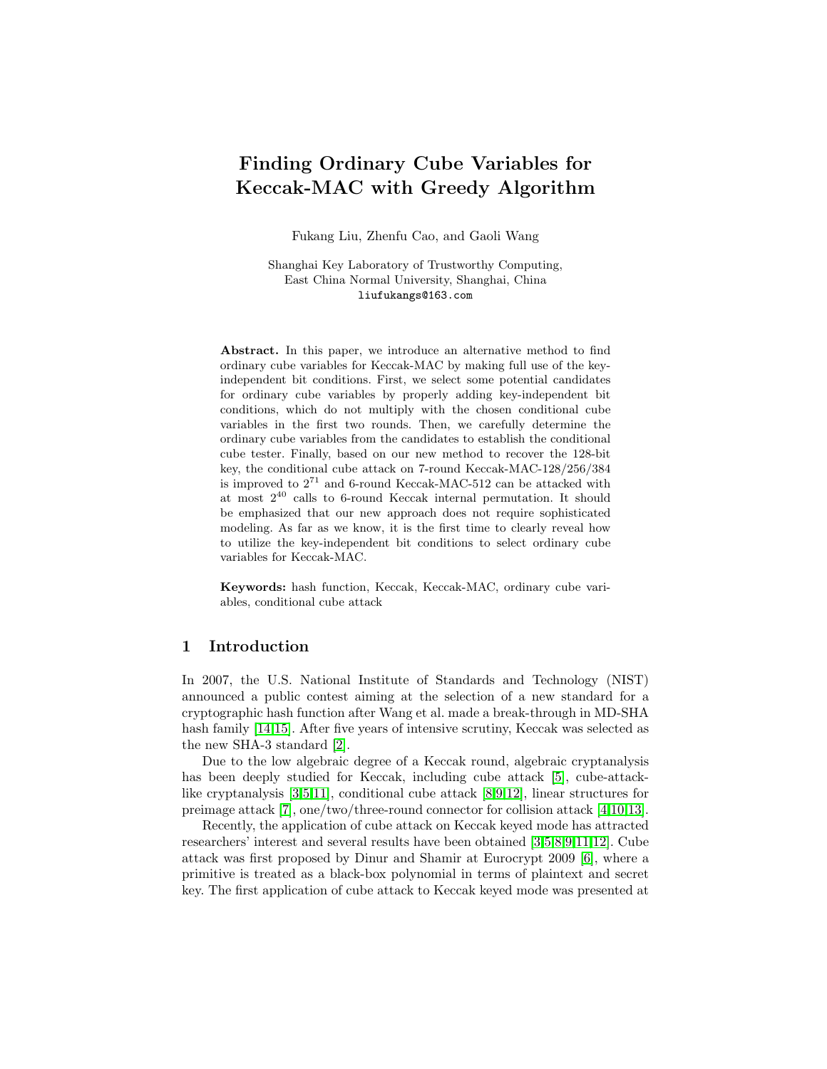// Finding Ordinary Cube Variables for Keccak-MAC with Greedy Algorithm

Fukang Liu, Zhenfu Cao, and Gaoli Wang

Shanghai Key Laboratory of Trustworthy Computing,
East China Normal University, Shanghai, China
liufukangs@163.com

**Abstract.** In this paper, we introduce an alternative method to find ordinary cube variables for Keccak-MAC by making full use of the key-independent bit conditions. First, we select some potential candidates for ordinary cube variables by properly adding key-independent bit conditions, which do not multiply with the chosen conditional cube variables in the first two rounds. Then, we carefully determine the ordinary cube variables from the candidates to establish the conditional cube tester. Finally, based on our new method to recover the 128-bit key, the conditional cube attack on 7-round Keccak-MAC-128/256/384 is improved to $2^{71}$ and 6-round Keccak-MAC-512 can be attacked with at most $2^{40}$ calls to 6-round Keccak internal permutation. It should be emphasized that our new approach does not require sophisticated modeling. As far as we know, it is the first time to clearly reveal how to utilize the key-independent bit conditions to select ordinary cube variables for Keccak-MAC.

**Keywords:** hash function, Keccak, Keccak-MAC, ordinary cube variables, conditional cube attack

## 1 Introduction

In 2007, the U.S. National Institute of Standards and Technology (NIST) announced a public contest aiming at the selection of a new standard for a cryptographic hash function after Wang et al. made a break-through in MD-SHA hash family [14,15]. After five years of intensive scrutiny, Keccak was selected as the new SHA-3 standard [2].

Due to the low algebraic degree of a Keccak round, algebraic cryptanalysis has been deeply studied for Keccak, including cube attack [5], cube-attack-like cryptanalysis [3,5,11], conditional cube attack [8,9,12], linear structures for preimage attack [7], one/two/three-round connector for collision attack [4,10,13].

Recently, the application of cube attack on Keccak keyed mode has attracted researchers' interest and several results have been obtained [3,5,8,9,11,12]. Cube attack was first proposed by Dinur and Shamir at Eurocrypt 2009 [6], where a primitive is treated as a black-box polynomial in terms of plaintext and secret key. The first application of cube attack to Keccak keyed mode was presented at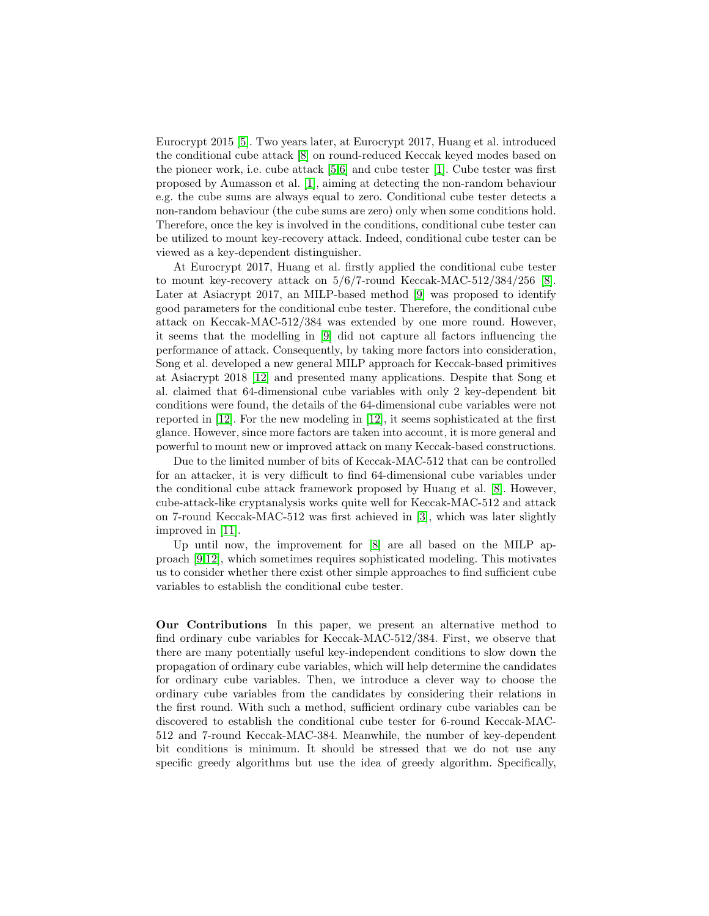Eurocrypt 2015 [5]. Two years later, at Eurocrypt 2017, Huang et al. introduced the conditional cube attack [8] on round-reduced Keccak keyed modes based on the pioneer work, i.e. cube attack [5,6] and cube tester [1]. Cube tester was first proposed by Aumasson et al. [1], aiming at detecting the non-random behaviour e.g. the cube sums are always equal to zero. Conditional cube tester detects a non-random behaviour (the cube sums are zero) only when some conditions hold. Therefore, once the key is involved in the conditions, conditional cube tester can be utilized to mount key-recovery attack. Indeed, conditional cube tester can be viewed as a key-dependent distinguisher.

At Eurocrypt 2017, Huang et al. firstly applied the conditional cube tester to mount key-recovery attack on 5/6/7-round Keccak-MAC-512/384/256 [8]. Later at Asiacrypt 2017, an MILP-based method [9] was proposed to identify good parameters for the conditional cube tester. Therefore, the conditional cube attack on Keccak-MAC-512/384 was extended by one more round. However, it seems that the modelling in [9] did not capture all factors influencing the performance of attack. Consequently, by taking more factors into consideration, Song et al. developed a new general MILP approach for Keccak-based primitives at Asiacrypt 2018 [12] and presented many applications. Despite that Song et al. claimed that 64-dimensional cube variables with only 2 key-dependent bit conditions were found, the details of the 64-dimensional cube variables were not reported in [12]. For the new modeling in [12], it seems sophisticated at the first glance. However, since more factors are taken into account, it is more general and powerful to mount new or improved attack on many Keccak-based constructions.

Due to the limited number of bits of Keccak-MAC-512 that can be controlled for an attacker, it is very difficult to find 64-dimensional cube variables under the conditional cube attack framework proposed by Huang et al. [8]. However, cube-attack-like cryptanalysis works quite well for Keccak-MAC-512 and attack on 7-round Keccak-MAC-512 was first achieved in [3], which was later slightly improved in [11].

Up until now, the improvement for [8] are all based on the MILP approach [9,12], which sometimes requires sophisticated modeling. This motivates us to consider whether there exist other simple approaches to find sufficient cube variables to establish the conditional cube tester.

**Our Contributions** In this paper, we present an alternative method to find ordinary cube variables for Keccak-MAC-512/384. First, we observe that there are many potentially useful key-independent conditions to slow down the propagation of ordinary cube variables, which will help determine the candidates for ordinary cube variables. Then, we introduce a clever way to choose the ordinary cube variables from the candidates by considering their relations in the first round. With such a method, sufficient ordinary cube variables can be discovered to establish the conditional cube tester for 6-round Keccak-MAC-512 and 7-round Keccak-MAC-384. Meanwhile, the number of key-dependent bit conditions is minimum. It should be stressed that we do not use any specific greedy algorithms but use the idea of greedy algorithm. Specifically,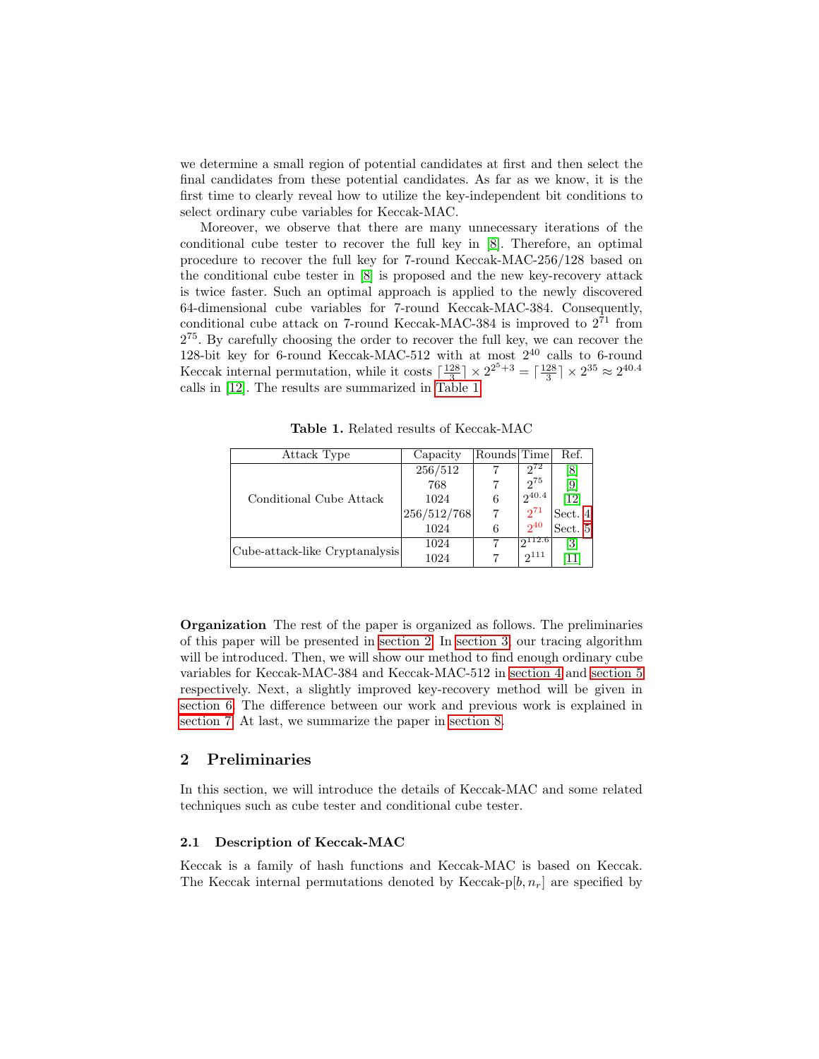we determine a small region of potential candidates at first and then select the final candidates from these potential candidates. As far as we know, it is the first time to clearly reveal how to utilize the key-independent bit conditions to select ordinary cube variables for Keccak-MAC.

Moreover, we observe that there are many unnecessary iterations of the conditional cube tester to recover the full key in [8]. Therefore, an optimal procedure to recover the full key for 7-round Keccak-MAC-256/128 based on the conditional cube tester in [8] is proposed and the new key-recovery attack is twice faster. Such an optimal approach is applied to the newly discovered 64-dimensional cube variables for 7-round Keccak-MAC-384. Consequently, conditional cube attack on 7-round Keccak-MAC-384 is improved to $2^{71}$ from $2^{75}$. By carefully choosing the order to recover the full key, we can recover the 128-bit key for 6-round Keccak-MAC-512 with at most $2^{40}$ calls to 6-round Keccak internal permutation, while it costs $\lceil \frac{128}{3} \rceil \times 2^{2^5+3} = \lceil \frac{128}{3} \rceil \times 2^{35} \approx 2^{40.4}$ calls in [12]. The results are summarized in Table 1.

**Table 1.** Related results of Keccak-MAC

| Attack Type | Capacity | Rounds | Time | Ref. |
|---|---|---|---|---|
| Conditional Cube Attack | 256/512 | 7 | $2^{72}$ | [8] |
| | 768 | 7 | $2^{75}$ | [9] |
| | 1024 | 6 | $2^{40.4}$ | [12] |
| | 256/512/768 | 7 | $2^{71}$ | Sect. 4 |
| | 1024 | 6 | $2^{40}$ | Sect. 5 |
| Cube-attack-like Cryptanalysis | 1024 | 7 | $2^{112.6}$ | [3] |
| | 1024 | 7 | $2^{111}$ | [11] |

**Organization** The rest of the paper is organized as follows. The preliminaries of this paper will be presented in section 2. In section 3, our tracing algorithm will be introduced. Then, we will show our method to find enough ordinary cube variables for Keccak-MAC-384 and Keccak-MAC-512 in section 4 and section 5 respectively. Next, a slightly improved key-recovery method will be given in section 6. The difference between our work and previous work is explained in section 7. At last, we summarize the paper in section 8.

## 2 Preliminaries

In this section, we will introduce the details of Keccak-MAC and some related techniques such as cube tester and conditional cube tester.

### 2.1 Description of Keccak-MAC

Keccak is a family of hash functions and Keccak-MAC is based on Keccak. The Keccak internal permutations denoted by Keccak-p$[b, n_r]$ are specified by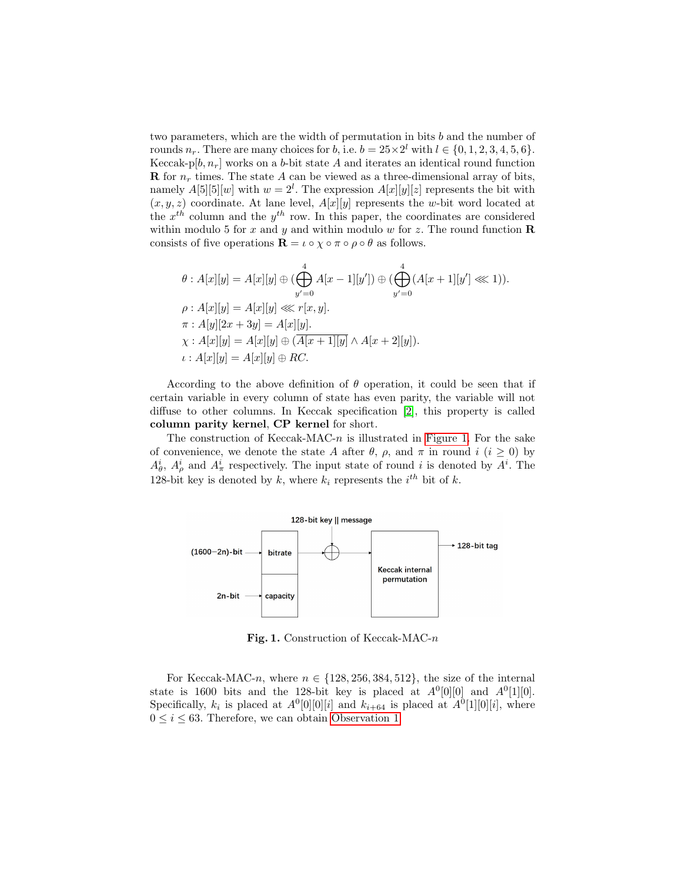two parameters, which are the width of permutation in bits $b$ and the number of rounds $n_r$. There are many choices for $b$, i.e. $b = 25 \times 2^l$ with $l \in \{0, 1, 2, 3, 4, 5, 6\}$. Keccak-p$[b, n_r]$ works on a $b$-bit state $A$ and iterates an identical round function $\mathbf{R}$ for $n_r$ times. The state $A$ can be viewed as a three-dimensional array of bits, namely $A[5][5][w]$ with $w = 2^l$. The expression $A[x][y][z]$ represents the bit with $(x, y, z)$ coordinate. At lane level, $A[x][y]$ represents the $w$-bit word located at the $x^{th}$ column and the $y^{th}$ row. In this paper, the coordinates are considered within modulo 5 for $x$ and $y$ and within modulo $w$ for $z$. The round function $\mathbf{R}$ consists of five operations $\mathbf{R} = \iota \circ \chi \circ \pi \circ \rho \circ \theta$ as follows.

$$\theta : A[x][y] = A[x][y] \oplus (\bigoplus_{y'=0}^{4} A[x-1][y']) \oplus (\bigoplus_{y'=0}^{4} (A[x+1][y'] \lll 1)).$$

$$\rho : A[x][y] = A[x][y] \lll r[x, y].$$

$$\pi : A[y][2x + 3y] = A[x][y].$$

$$\chi : A[x][y] = A[x][y] \oplus (\overline{A[x+1][y]} \wedge A[x+2][y]).$$

$$\iota : A[x][y] = A[x][y] \oplus RC.$$

According to the above definition of $\theta$ operation, it could be seen that if certain variable in every column of state has even parity, the variable will not diffuse to other columns. In Keccak specification [2], this property is called **column parity kernel**, **CP kernel** for short.

The construction of Keccak-MAC-$n$ is illustrated in Figure 1. For the sake of convenience, we denote the state $A$ after $\theta$, $\rho$, and $\pi$ in round $i$ ($i \geq 0$) by $A_\theta^i$, $A_\rho^i$ and $A_\pi^i$ respectively. The input state of round $i$ is denoted by $A^i$. The 128-bit key is denoted by $k$, where $k_i$ represents the $i^{th}$ bit of $k$.

**Fig. 1.** Construction of Keccak-MAC-$n$

For Keccak-MAC-$n$, where $n \in \{128, 256, 384, 512\}$, the size of the internal state is 1600 bits and the 128-bit key is placed at $A^0[0][0]$ and $A^0[1][0]$. Specifically, $k_i$ is placed at $A^0[0][0][i]$ and $k_{i+64}$ is placed at $A^0[1][0][i]$, where $0 \leq i \leq 63$. Therefore, we can obtain Observation 1.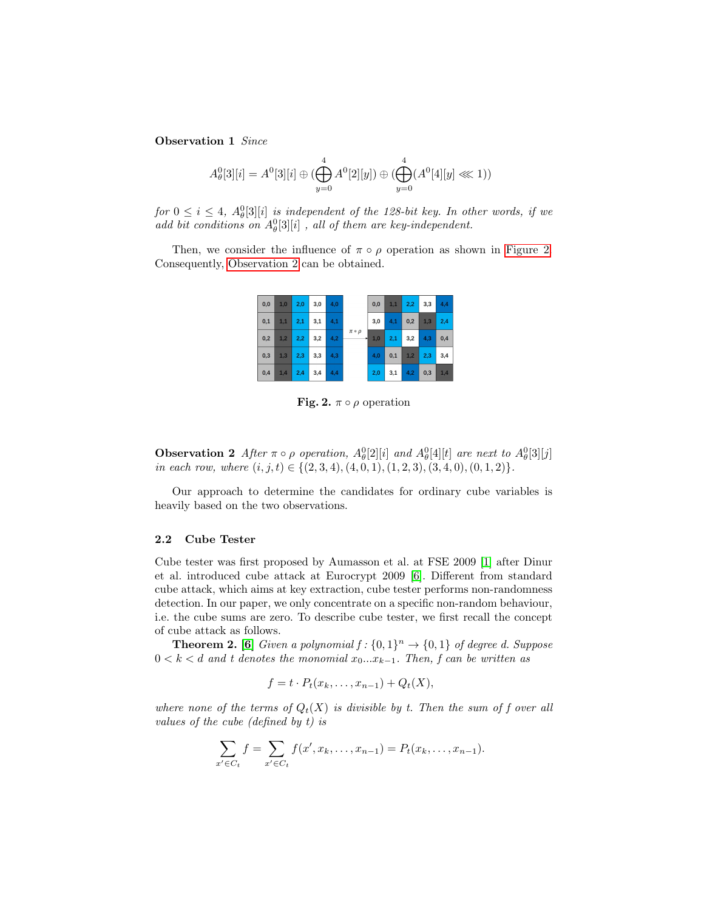**Observation 1** *Since*

$$A^0_\theta[3][i] = A^0[3][i] \oplus (\bigoplus_{y=0}^{4} A^0[2][y]) \oplus (\bigoplus_{y=0}^{4} (A^0[4][y] \lll 1))$$

*for* $0 \leq i \leq 4$, $A^0_\theta[3][i]$ *is independent of the 128-bit key. In other words, if we add bit conditions on* $A^0_\theta[3][i]$ *, all of them are key-independent.*

Then, we consider the influence of $\pi \circ \rho$ operation as shown in Figure 2. Consequently, Observation 2 can be obtained.

| | | | | |
|---|---|---|---|---|
| 0,0 | 1,0 | 2,0 | 3,0 | 4,0 |
| 0,1 | 1,1 | 2,1 | 3,1 | 4,1 |
| 0,2 | 1,2 | 2,2 | 3,2 | 4,2 |
| 0,3 | 1,3 | 2,3 | 3,3 | 4,3 |
| 0,4 | 1,4 | 2,4 | 3,4 | 4,4 |

$\pi \circ \rho$ →

| | | | | |
|---|---|---|---|---|
| 0,0 | 1,1 | 2,2 | 3,3 | 4,4 |
| 3,0 | 4,1 | 0,2 | 1,3 | 2,4 |
| 1,0 | 2,1 | 3,2 | 4,3 | 0,4 |
| 4,0 | 0,1 | 1,2 | 2,3 | 3,4 |
| 2,0 | 3,1 | 4,2 | 0,3 | 1,4 |

**Fig. 2.** $\pi \circ \rho$ operation

**Observation 2** *After* $\pi \circ \rho$ *operation,* $A^0_\theta[2][i]$ *and* $A^0_\theta[4][t]$ *are next to* $A^0_\theta[3][j]$ *in each row, where* $(i, j, t) \in \{(2, 3, 4), (4, 0, 1), (1, 2, 3), (3, 4, 0), (0, 1, 2)\}$.

Our approach to determine the candidates for ordinary cube variables is heavily based on the two observations.

### 2.2 Cube Tester

Cube tester was first proposed by Aumasson et al. at FSE 2009 [1] after Dinur et al. introduced cube attack at Eurocrypt 2009 [6]. Different from standard cube attack, which aims at key extraction, cube tester performs non-randomness detection. In our paper, we only concentrate on a specific non-random behaviour, i.e. the cube sums are zero. To describe cube tester, we first recall the concept of cube attack as follows.

**Theorem 2.** [6] *Given a polynomial* $f : \{0, 1\}^n \to \{0, 1\}$ *of degree* $d$*. Suppose* $0 < k < d$ *and* $t$ *denotes the monomial* $x_0 \ldots x_{k-1}$*. Then,* $f$ *can be written as*

$$f = t \cdot P_t(x_k, \ldots, x_{n-1}) + Q_t(X),$$

*where none of the terms of* $Q_t(X)$ *is divisible by* $t$*. Then the sum of* $f$ *over all values of the cube (defined by* $t$*) is*

$$\sum_{x' \in C_t} f = \sum_{x' \in C_t} f(x', x_k, \ldots, x_{n-1}) = P_t(x_k, \ldots, x_{n-1}).$$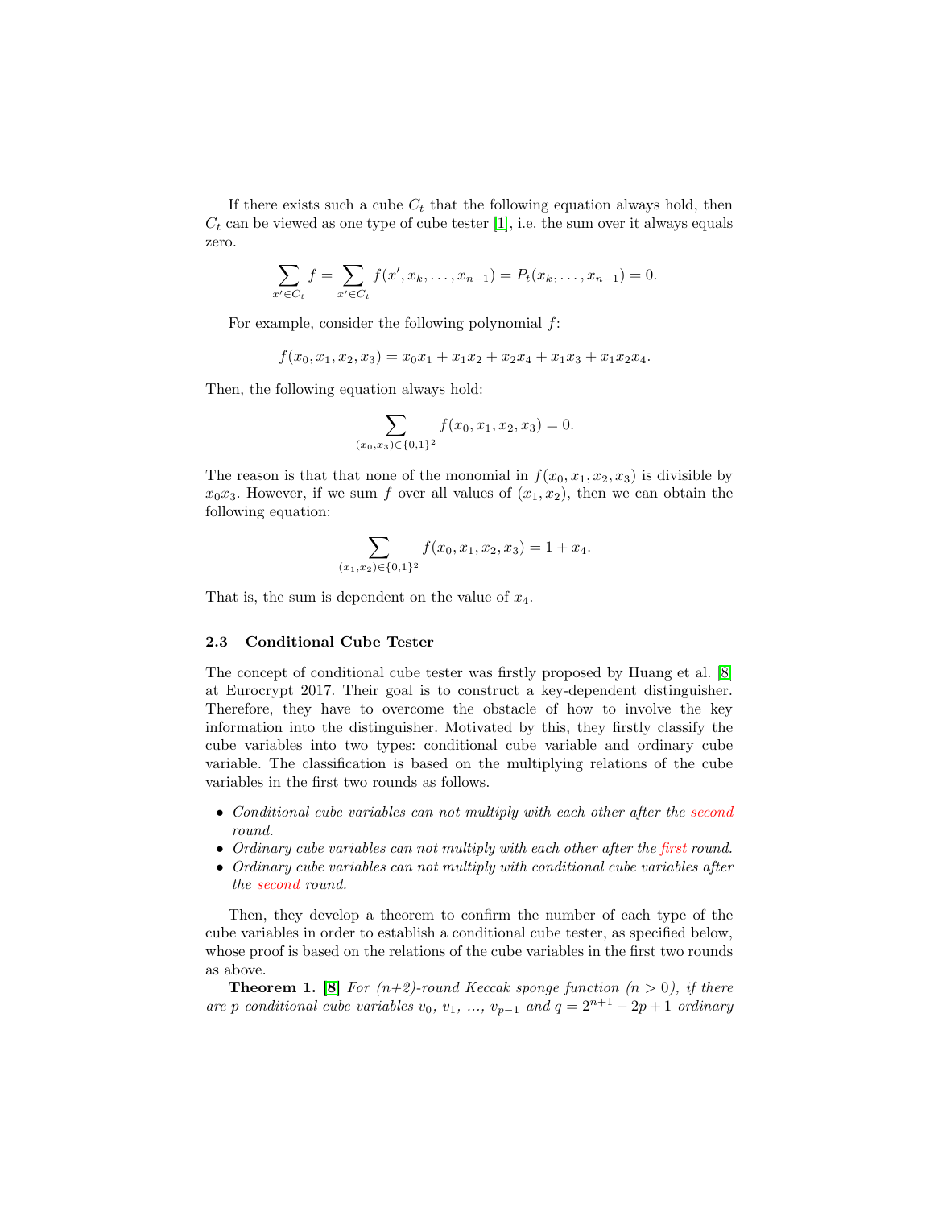If there exists such a cube $C_t$ that the following equation always hold, then $C_t$ can be viewed as one type of cube tester [1], i.e. the sum over it always equals zero.

$$\sum_{x' \in C_t} f = \sum_{x' \in C_t} f(x', x_k, \ldots, x_{n-1}) = P_t(x_k, \ldots, x_{n-1}) = 0.$$

For example, consider the following polynomial $f$:

$$f(x_0, x_1, x_2, x_3) = x_0x_1 + x_1x_2 + x_2x_4 + x_1x_3 + x_1x_2x_4.$$

Then, the following equation always hold:

$$\sum_{(x_0,x_3) \in \{0,1\}^2} f(x_0, x_1, x_2, x_3) = 0.$$

The reason is that that none of the monomial in $f(x_0, x_1, x_2, x_3)$ is divisible by $x_0x_3$. However, if we sum $f$ over all values of $(x_1, x_2)$, then we can obtain the following equation:

$$\sum_{(x_1,x_2) \in \{0,1\}^2} f(x_0, x_1, x_2, x_3) = 1 + x_4.$$

That is, the sum is dependent on the value of $x_4$.

### 2.3 Conditional Cube Tester

The concept of conditional cube tester was firstly proposed by Huang et al. [8] at Eurocrypt 2017. Their goal is to construct a key-dependent distinguisher. Therefore, they have to overcome the obstacle of how to involve the key information into the distinguisher. Motivated by this, they firstly classify the cube variables into two types: conditional cube variable and ordinary cube variable. The classification is based on the multiplying relations of the cube variables in the first two rounds as follows.

- *Conditional cube variables can not multiply with each other after the second round.*
- *Ordinary cube variables can not multiply with each other after the first round.*
- *Ordinary cube variables can not multiply with conditional cube variables after the second round.*

Then, they develop a theorem to confirm the number of each type of the cube variables in order to establish a conditional cube tester, as specified below, whose proof is based on the relations of the cube variables in the first two rounds as above.

**Theorem 1.** [8] *For (n+2)-round Keccak sponge function ($n > 0$), if there are p conditional cube variables $v_0$, $v_1$, ..., $v_{p-1}$ and $q = 2^{n+1} - 2p + 1$ ordinary*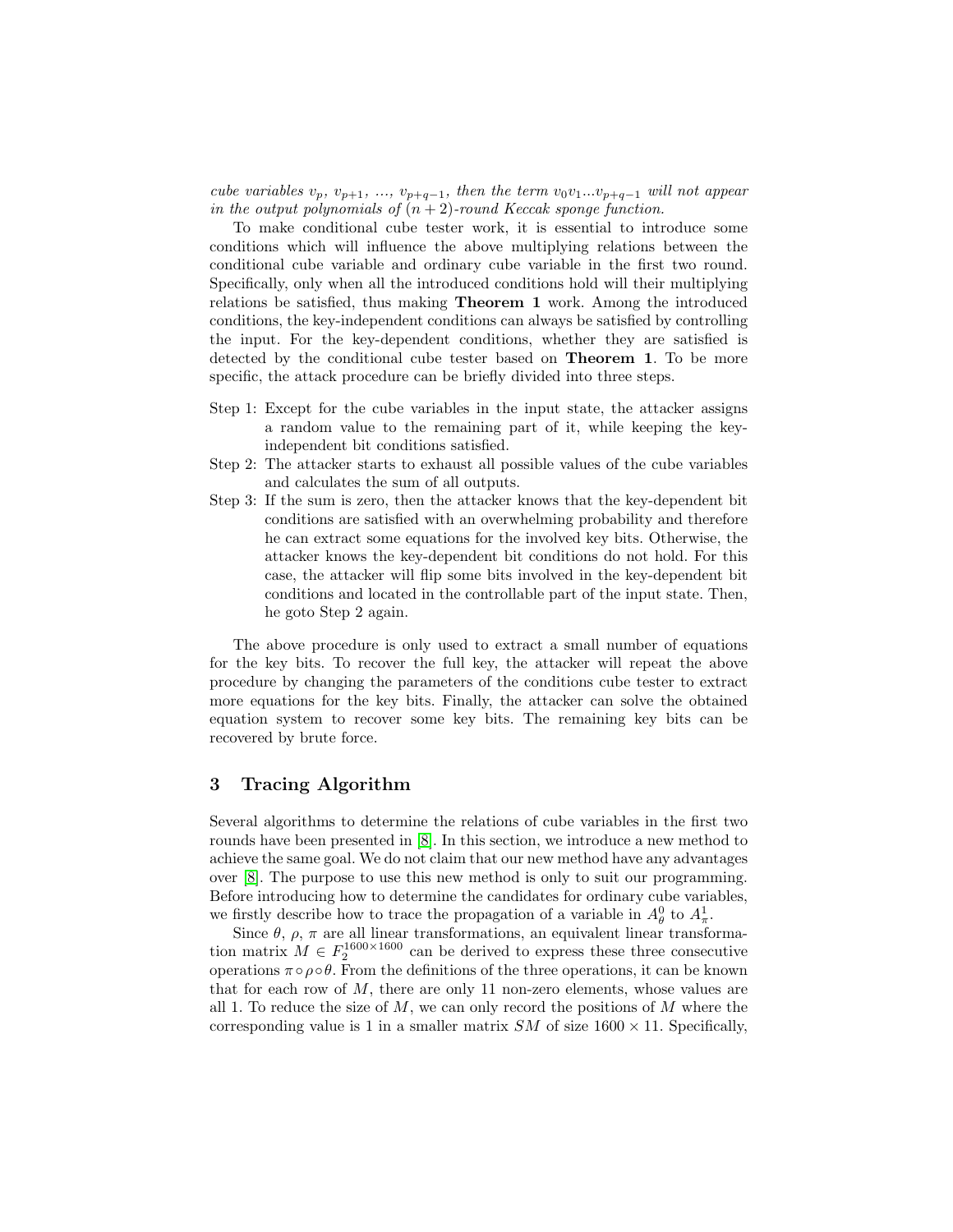*cube variables $v_p$, $v_{p+1}$, ..., $v_{p+q-1}$, then the term $v_0v_1...v_{p+q-1}$ will not appear in the output polynomials of $(n+2)$-round Keccak sponge function.*

To make conditional cube tester work, it is essential to introduce some conditions which will influence the above multiplying relations between the conditional cube variable and ordinary cube variable in the first two round. Specifically, only when all the introduced conditions hold will their multiplying relations be satisfied, thus making **Theorem 1** work. Among the introduced conditions, the key-independent conditions can always be satisfied by controlling the input. For the key-dependent conditions, whether they are satisfied is detected by the conditional cube tester based on **Theorem 1**. To be more specific, the attack procedure can be briefly divided into three steps.

- Step 1: Except for the cube variables in the input state, the attacker assigns a random value to the remaining part of it, while keeping the key-independent bit conditions satisfied.
- Step 2: The attacker starts to exhaust all possible values of the cube variables and calculates the sum of all outputs.
- Step 3: If the sum is zero, then the attacker knows that the key-dependent bit conditions are satisfied with an overwhelming probability and therefore he can extract some equations for the involved key bits. Otherwise, the attacker knows the key-dependent bit conditions do not hold. For this case, the attacker will flip some bits involved in the key-dependent bit conditions and located in the controllable part of the input state. Then, he goto Step 2 again.

The above procedure is only used to extract a small number of equations for the key bits. To recover the full key, the attacker will repeat the above procedure by changing the parameters of the conditions cube tester to extract more equations for the key bits. Finally, the attacker can solve the obtained equation system to recover some key bits. The remaining key bits can be recovered by brute force.

## 3 Tracing Algorithm

Several algorithms to determine the relations of cube variables in the first two rounds have been presented in [8]. In this section, we introduce a new method to achieve the same goal. We do not claim that our new method have any advantages over [8]. The purpose to use this new method is only to suit our programming. Before introducing how to determine the candidates for ordinary cube variables, we firstly describe how to trace the propagation of a variable in $A^0_\theta$ to $A^1_\pi$.

Since $\theta$, $\rho$, $\pi$ are all linear transformations, an equivalent linear transformation matrix $M \in F_2^{1600\times1600}$ can be derived to express these three consecutive operations $\pi\circ\rho\circ\theta$. From the definitions of the three operations, it can be known that for each row of $M$, there are only 11 non-zero elements, whose values are all 1. To reduce the size of $M$, we can only record the positions of $M$ where the corresponding value is 1 in a smaller matrix $SM$ of size $1600 \times 11$. Specifically,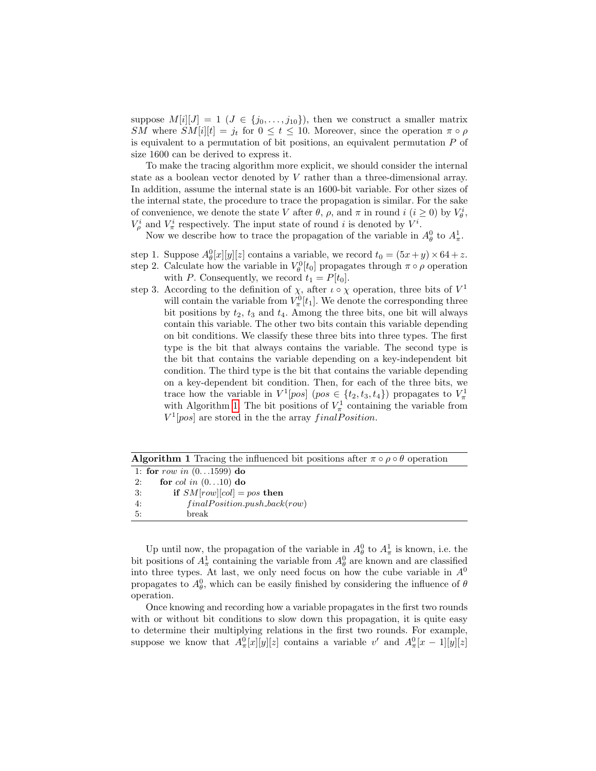suppose $M[i][J] = 1$ ($J \in \{j_0, \ldots, j_{10}\}$), then we construct a smaller matrix $SM$ where $SM[i][t] = j_t$ for $0 \leq t \leq 10$. Moreover, since the operation $\pi \circ \rho$ is equivalent to a permutation of bit positions, an equivalent permutation $P$ of size 1600 can be derived to express it.

To make the tracing algorithm more explicit, we should consider the internal state as a boolean vector denoted by $V$ rather than a three-dimensional array. In addition, assume the internal state is an 1600-bit variable. For other sizes of the internal state, the procedure to trace the propagation is similar. For the sake of convenience, we denote the state $V$ after $\theta$, $\rho$, and $\pi$ in round $i$ ($i \geq 0$) by $V_\theta^i$, $V_\rho^i$ and $V_\pi^i$ respectively. The input state of round $i$ is denoted by $V^i$.

Now we describe how to trace the propagation of the variable in $A_\theta^0$ to $A_\pi^1$.

step 1. Suppose $A_\theta^0[x][y][z]$ contains a variable, we record $t_0 = (5x+y) \times 64 + z$.

step 2. Calculate how the variable in $V_\theta^0[t_0]$ propagates through $\pi \circ \rho$ operation with $P$. Consequently, we record $t_1 = P[t_0]$.

step 3. According to the definition of $\chi$, after $\iota \circ \chi$ operation, three bits of $V^1$ will contain the variable from $V_\pi^0[t_1]$. We denote the corresponding three bit positions by $t_2$, $t_3$ and $t_4$. Among the three bits, one bit will always contain this variable. The other two bits contain this variable depending on bit conditions. We classify these three bits into three types. The first type is the bit that always contains the variable. The second type is the bit that contains the variable depending on a key-independent bit condition. The third type is the bit that contains the variable depending on a key-dependent bit condition. Then, for each of the three bits, we trace how the variable in $V^1[pos]$ ($pos \in \{t_2, t_3, t_4\}$) propagates to $V_\pi^1$ with Algorithm 1. The bit positions of $V_\pi^1$ containing the variable from $V^1[pos]$ are stored in the the array $finalPosition$.

**Algorithm 1** Tracing the influenced bit positions after $\pi \circ \rho \circ \theta$ operation

```
1: for row in (0...1599) do
2:     for col in (0...10) do
3:         if SM[row][col] = pos then
4:             finalPosition.push_back(row)
5:             break
```

Up until now, the propagation of the variable in $A_\theta^0$ to $A_\pi^1$ is known, i.e. the bit positions of $A_\pi^1$ containing the variable from $A_\theta^0$ are known and are classified into three types. At last, we only need focus on how the cube variable in $A^0$ propagates to $A_\theta^0$, which can be easily finished by considering the influence of $\theta$ operation.

Once knowing and recording how a variable propagates in the first two rounds with or without bit conditions to slow down this propagation, it is quite easy to determine their multiplying relations in the first two rounds. For example, suppose we know that $A_\pi^0[x][y][z]$ contains a variable $v'$ and $A_\pi^0[x-1][y][z]$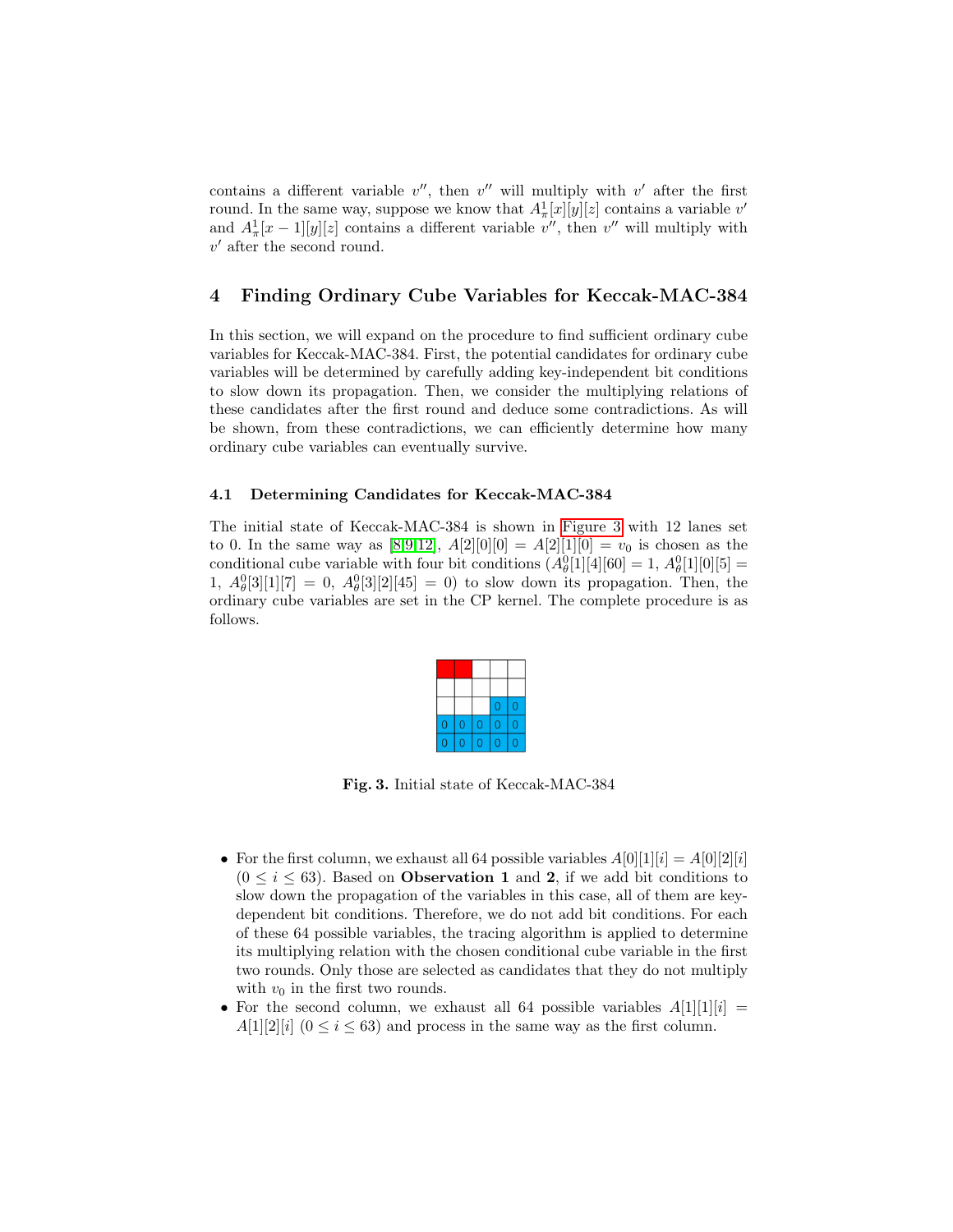contains a different variable $v''$, then $v''$ will multiply with $v'$ after the first round. In the same way, suppose we know that $A^1_\pi[x][y][z]$ contains a variable $v'$ and $A^1_\pi[x-1][y][z]$ contains a different variable $v''$, then $v''$ will multiply with $v'$ after the second round.

## 4 Finding Ordinary Cube Variables for Keccak-MAC-384

In this section, we will expand on the procedure to find sufficient ordinary cube variables for Keccak-MAC-384. First, the potential candidates for ordinary cube variables will be determined by carefully adding key-independent bit conditions to slow down its propagation. Then, we consider the multiplying relations of these candidates after the first round and deduce some contradictions. As will be shown, from these contradictions, we can efficiently determine how many ordinary cube variables can eventually survive.

### 4.1 Determining Candidates for Keccak-MAC-384

The initial state of Keccak-MAC-384 is shown in Figure 3 with 12 lanes set to 0. In the same way as [8,9,12], $A[2][0][0] = A[2][1][0] = v_0$ is chosen as the conditional cube variable with four bit conditions ($A^0_\theta[1][4][60] = 1$, $A^0_\theta[1][0][5] = 1$, $A^0_\theta[3][1][7] = 0$, $A^0_\theta[3][2][45] = 0$) to slow down its propagation. Then, the ordinary cube variables are set in the CP kernel. The complete procedure is as follows.

| | | | | |
|---|---|---|---|---|
| | | | | |
| | | | | |
| | | | 0 | 0 |
| 0 | 0 | 0 | 0 | 0 |
| 0 | 0 | 0 | 0 | 0 |

**Fig. 3.** Initial state of Keccak-MAC-384

- For the first column, we exhaust all 64 possible variables $A[0][1][i] = A[0][2][i]$ ($0 \le i \le 63$). Based on **Observation 1** and **2**, if we add bit conditions to slow down the propagation of the variables in this case, all of them are key-dependent bit conditions. Therefore, we do not add bit conditions. For each of these 64 possible variables, the tracing algorithm is applied to determine its multiplying relation with the chosen conditional cube variable in the first two rounds. Only those are selected as candidates that they do not multiply with $v_0$ in the first two rounds.
- For the second column, we exhaust all 64 possible variables $A[1][1][i] = A[1][2][i]$ ($0 \le i \le 63$) and process in the same way as the first column.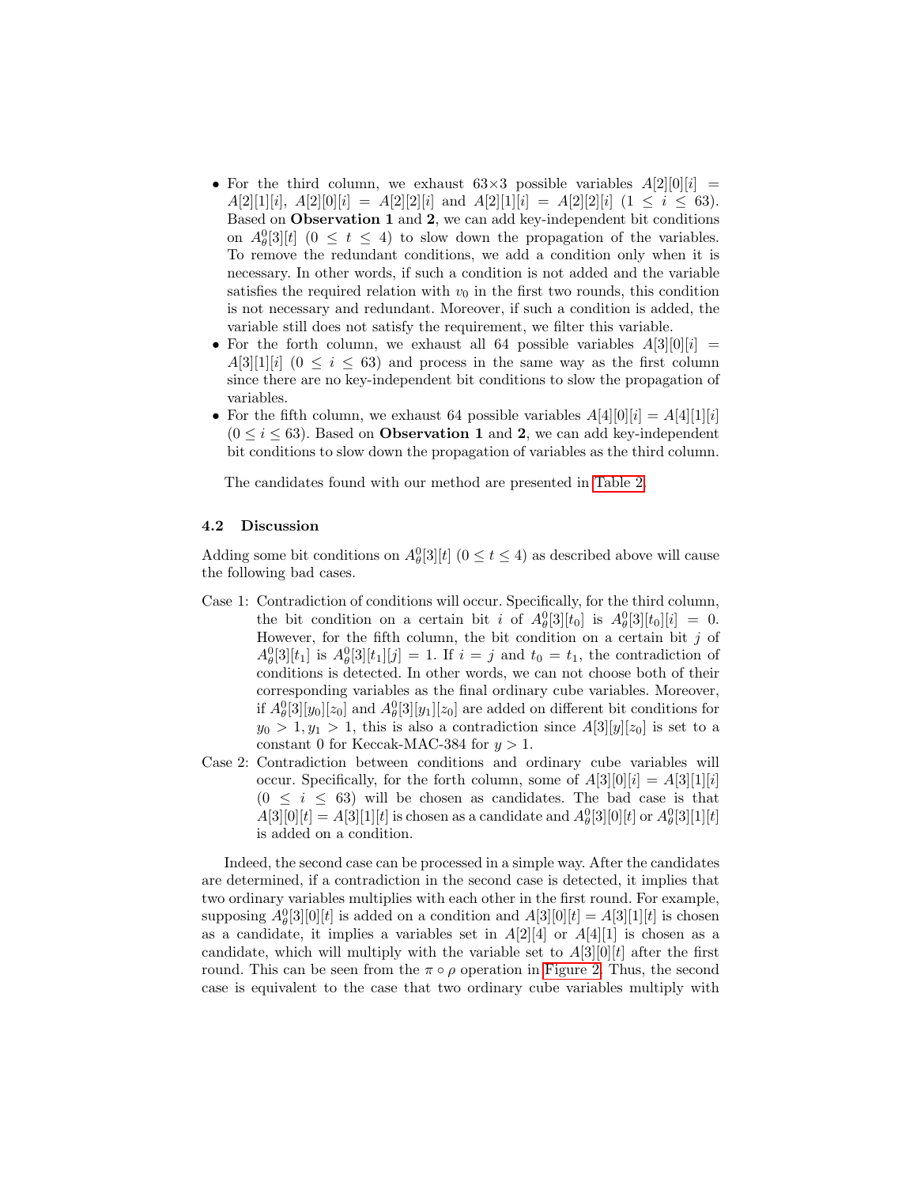- For the third column, we exhaust 63×3 possible variables $A[2][0][i] = A[2][1][i]$, $A[2][0][i] = A[2][2][i]$ and $A[2][1][i] = A[2][2][i]$ $(1 \leq i \leq 63)$. Based on **Observation 1** and **2**, we can add key-independent bit conditions on $A^0_\theta[3][t]$ $(0 \leq t \leq 4)$ to slow down the propagation of the variables. To remove the redundant conditions, we add a condition only when it is necessary. In other words, if such a condition is not added and the variable satisfies the required relation with $v_0$ in the first two rounds, this condition is not necessary and redundant. Moreover, if such a condition is added, the variable still does not satisfy the requirement, we filter this variable.
- For the forth column, we exhaust all 64 possible variables $A[3][0][i] = A[3][1][i]$ $(0 \leq i \leq 63)$ and process in the same way as the first column since there are no key-independent bit conditions to slow the propagation of variables.
- For the fifth column, we exhaust 64 possible variables $A[4][0][i] = A[4][1][i]$ $(0 \leq i \leq 63)$. Based on **Observation 1** and **2**, we can add key-independent bit conditions to slow down the propagation of variables as the third column.

The candidates found with our method are presented in Table 2.

### 4.2 Discussion

Adding some bit conditions on $A^0_\theta[3][t]$ $(0 \leq t \leq 4)$ as described above will cause the following bad cases.

Case 1: Contradiction of conditions will occur. Specifically, for the third column, the bit condition on a certain bit $i$ of $A^0_\theta[3][t_0]$ is $A^0_\theta[3][t_0][i] = 0$. However, for the fifth column, the bit condition on a certain bit $j$ of $A^0_\theta[3][t_1]$ is $A^0_\theta[3][t_1][j] = 1$. If $i = j$ and $t_0 = t_1$, the contradiction of conditions is detected. In other words, we can not choose both of their corresponding variables as the final ordinary cube variables. Moreover, if $A^0_\theta[3][y_0][z_0]$ and $A^0_\theta[3][y_1][z_0]$ are added on different bit conditions for $y_0 > 1, y_1 > 1$, this is also a contradiction since $A[3][y][z_0]$ is set to a constant 0 for Keccak-MAC-384 for $y > 1$.

Case 2: Contradiction between conditions and ordinary cube variables will occur. Specifically, for the forth column, some of $A[3][0][i] = A[3][1][i]$ $(0 \leq i \leq 63)$ will be chosen as candidates. The bad case is that $A[3][0][t] = A[3][1][t]$ is chosen as a candidate and $A^0_\theta[3][0][t]$ or $A^0_\theta[3][1][t]$ is added on a condition.

Indeed, the second case can be processed in a simple way. After the candidates are determined, if a contradiction in the second case is detected, it implies that two ordinary variables multiplies with each other in the first round. For example, supposing $A^0_\theta[3][0][t]$ is added on a condition and $A[3][0][t] = A[3][1][t]$ is chosen as a candidate, it implies a variables set in $A[2][4]$ or $A[4][1]$ is chosen as a candidate, which will multiply with the variable set to $A[3][0][t]$ after the first round. This can be seen from the $\pi \circ \rho$ operation in Figure 2. Thus, the second case is equivalent to the case that two ordinary cube variables multiply with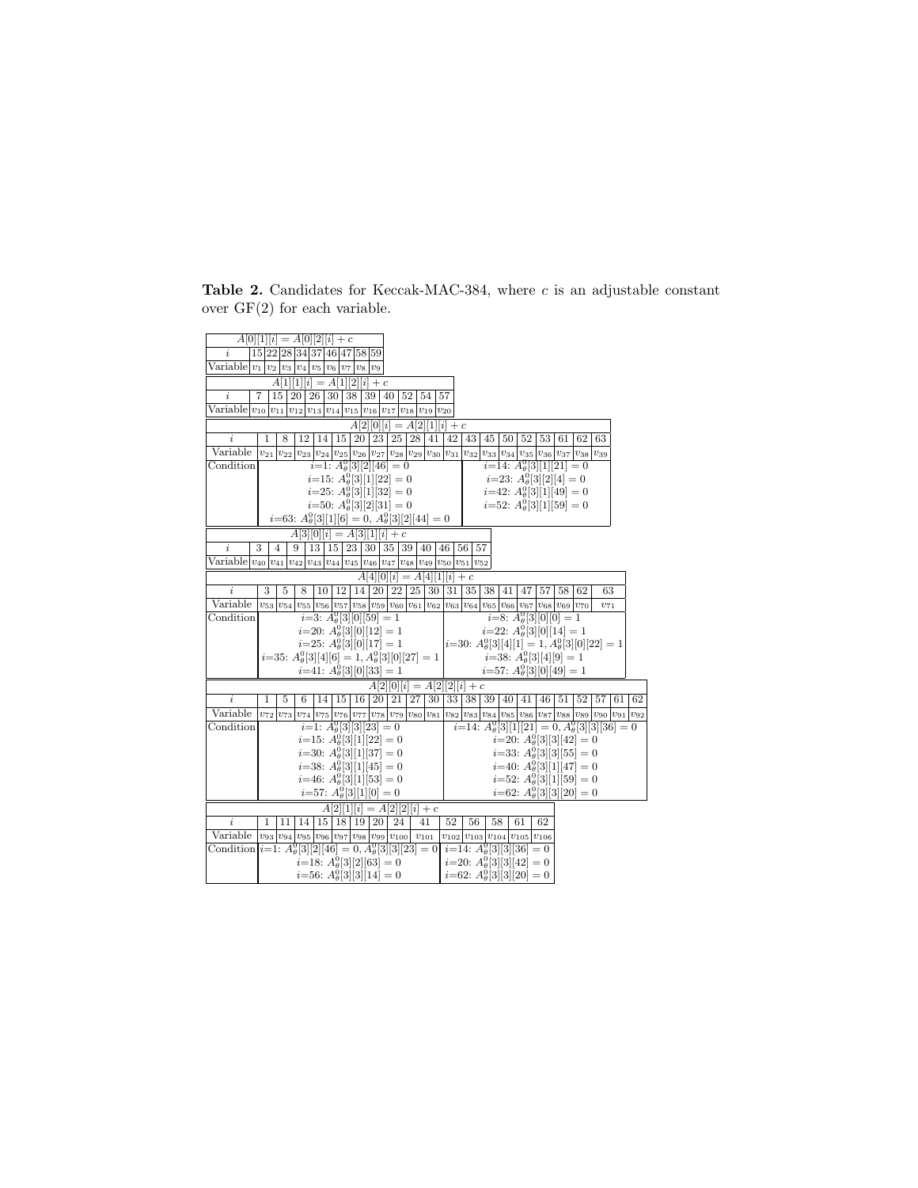**Table 2.** Candidates for Keccak-MAC-384, where $c$ is an adjustable constant over GF(2) for each variable.

| $A[0][1][i] = A[0][2][i] + c$ | | | | | | | | | |
|---|---|---|---|---|---|---|---|---|---|
| $i$ | 15 | 22 | 28 | 34 | 37 | 46 | 47 | 58 | 59 |
| Variable | $v_1$ | $v_2$ | $v_3$ | $v_4$ | $v_5$ | $v_6$ | $v_7$ | $v_8$ | $v_9$ |

| $A[1][1][i] = A[1][2][i] + c$ | | | | | | | | | | | |
|---|---|---|---|---|---|---|---|---|---|---|---|
| $i$ | 7 | 15 | 20 | 26 | 30 | 38 | 39 | 40 | 52 | 54 | 57 |
| Variable | $v_{10}$ | $v_{11}$ | $v_{12}$ | $v_{13}$ | $v_{14}$ | $v_{15}$ | $v_{16}$ | $v_{17}$ | $v_{18}$ | $v_{19}$ | $v_{20}$ |

| $A[2][0][i] = A[2][1][i] + c$ | | | | | | | | | | | | | | | | | | | |
|---|---|---|---|---|---|---|---|---|---|---|---|---|---|---|---|---|---|---|---|
| $i$ | 1 | 8 | 12 | 14 | 15 | 20 | 23 | 25 | 28 | 41 | 42 | 43 | 45 | 50 | 52 | 53 | 61 | 62 | 63 |
| Variable | $v_{21}$ | $v_{22}$ | $v_{23}$ | $v_{24}$ | $v_{25}$ | $v_{26}$ | $v_{27}$ | $v_{28}$ | $v_{29}$ | $v_{30}$ | $v_{31}$ | $v_{32}$ | $v_{33}$ | $v_{34}$ | $v_{35}$ | $v_{36}$ | $v_{37}$ | $v_{38}$ | $v_{39}$ |
| Condition | $i$=1: $A^0_\theta[3][2][46] = 0$; $i$=15: $A^0_\theta[3][1][22] = 0$; $i$=25: $A^0_\theta[3][1][32] = 0$; $i$=50: $A^0_\theta[3][2][31] = 0$; $i$=63: $A^0_\theta[3][1][6] = 0$, $A^0_\theta[3][2][44] = 0$ | | | | | | | | | | | $i$=14: $A^0_\theta[3][1][21] = 0$; $i$=23: $A^0_\theta[3][2][4] = 0$; $i$=42: $A^0_\theta[3][1][49] = 0$; $i$=52: $A^0_\theta[3][1][59] = 0$ | | | | | | | |

| $A[3][0][i] = A[3][1][i] + c$ | | | | | | | | | | | | | |
|---|---|---|---|---|---|---|---|---|---|---|---|---|---|
| $i$ | 3 | 4 | 9 | 13 | 15 | 23 | 30 | 35 | 39 | 40 | 46 | 56 | 57 |
| Variable | $v_{40}$ | $v_{41}$ | $v_{42}$ | $v_{43}$ | $v_{44}$ | $v_{45}$ | $v_{46}$ | $v_{47}$ | $v_{48}$ | $v_{49}$ | $v_{50}$ | $v_{51}$ | $v_{52}$ |

| $A[4][0][i] = A[4][1][i] + c$ | | | | | | | | | | | | | | | | | | | |
|---|---|---|---|---|---|---|---|---|---|---|---|---|---|---|---|---|---|---|---|
| $i$ | 3 | 5 | 8 | 10 | 12 | 14 | 20 | 22 | 25 | 30 | 31 | 35 | 38 | 41 | 47 | 57 | 58 | 62 | 63 |
| Variable | $v_{53}$ | $v_{54}$ | $v_{55}$ | $v_{56}$ | $v_{57}$ | $v_{58}$ | $v_{59}$ | $v_{60}$ | $v_{61}$ | $v_{62}$ | $v_{63}$ | $v_{64}$ | $v_{65}$ | $v_{66}$ | $v_{67}$ | $v_{68}$ | $v_{69}$ | $v_{70}$ | $v_{71}$ |
| Condition | $i$=3: $A^0_\theta[3][0][59] = 1$; $i$=20: $A^0_\theta[3][0][12] = 1$; $i$=25: $A^0_\theta[3][0][17] = 1$; $i$=35: $A^0_\theta[3][4][6] = 1$, $A^0_\theta[3][0][27] = 1$; $i$=41: $A^0_\theta[3][0][33] = 1$ | | | | | | | | | | $i$=8: $A^0_\theta[3][0][0] = 1$; $i$=22: $A^0_\theta[3][0][14] = 1$; $i$=30: $A^0_\theta[3][4][1] = 1$, $A^0_\theta[3][0][22] = 1$; $i$=38: $A^0_\theta[3][4][9] = 1$; $i$=57: $A^0_\theta[3][0][49] = 1$ | | | | | | | | | |

| $A[2][0][i] = A[2][2][i] + c$ | | | | | | | | | | | | | | | | | | | | | |
|---|---|---|---|---|---|---|---|---|---|---|---|---|---|---|---|---|---|---|---|---|---|
| $i$ | 1 | 5 | 6 | 14 | 15 | 16 | 20 | 21 | 27 | 30 | 33 | 38 | 39 | 40 | 41 | 46 | 51 | 52 | 57 | 61 | 62 |
| Variable | $v_{72}$ | $v_{73}$ | $v_{74}$ | $v_{75}$ | $v_{76}$ | $v_{77}$ | $v_{78}$ | $v_{79}$ | $v_{80}$ | $v_{81}$ | $v_{82}$ | $v_{83}$ | $v_{84}$ | $v_{85}$ | $v_{86}$ | $v_{87}$ | $v_{88}$ | $v_{89}$ | $v_{90}$ | $v_{91}$ | $v_{92}$ |
| Condition | $i$=1: $A^0_\theta[3][3][23] = 0$; $i$=15: $A^0_\theta[3][1][22] = 0$; $i$=30: $A^0_\theta[3][1][37] = 0$; $i$=38: $A^0_\theta[3][1][45] = 0$; $i$=46: $A^0_\theta[3][1][53] = 0$; $i$=57: $A^0_\theta[3][1][0] = 0$ | | | | | | | | | | $i$=14: $A^0_\theta[3][1][21] = 0$, $A^0_\theta[3][3][36] = 0$; $i$=20: $A^0_\theta[3][3][42] = 0$; $i$=33: $A^0_\theta[3][3][55] = 0$; $i$=40: $A^0_\theta[3][1][47] = 0$; $i$=52: $A^0_\theta[3][1][59] = 0$; $i$=62: $A^0_\theta[3][3][20] = 0$ | | | | | | | | | | | |

| $A[2][1][i] = A[2][2][i] + c$ | | | | | | | | | | | | | | |
|---|---|---|---|---|---|---|---|---|---|---|---|---|---|---|
| $i$ | 1 | 11 | 14 | 15 | 18 | 19 | 20 | 24 | 41 | 52 | 56 | 58 | 61 | 62 |
| Variable | $v_{93}$ | $v_{94}$ | $v_{95}$ | $v_{96}$ | $v_{97}$ | $v_{98}$ | $v_{99}$ | $v_{100}$ | $v_{101}$ | $v_{102}$ | $v_{103}$ | $v_{104}$ | $v_{105}$ | $v_{106}$ |
| Condition | $i$=1: $A^0_\theta[3][2][46] = 0$, $A^0_\theta[3][3][23] = 0$; $i$=18: $A^0_\theta[3][2][63] = 0$; $i$=56: $A^0_\theta[3][3][14] = 0$ | | | | | | | | | $i$=14: $A^0_\theta[3][3][36] = 0$; $i$=20: $A^0_\theta[3][3][42] = 0$; $i$=62: $A^0_\theta[3][3][20] = 0$ | | | | |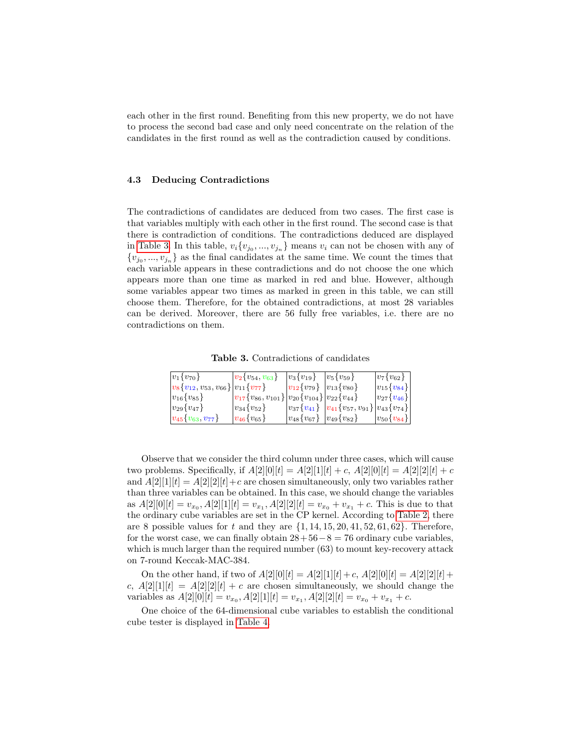each other in the first round. Benefiting from this new property, we do not have to process the second bad case and only need concentrate on the relation of the candidates in the first round as well as the contradiction caused by conditions.

### 4.3 Deducing Contradictions

The contradictions of candidates are deduced from two cases. The first case is that variables multiply with each other in the first round. The second case is that there is contradiction of conditions. The contradictions deduced are displayed in Table 3. In this table, $v_i\{v_{j_0}, ..., v_{j_n}\}$ means $v_i$ can not be chosen with any of $\{v_{j_0}, ..., v_{j_n}\}$ as the final candidates at the same time. We count the times that each variable appears in these contradictions and do not choose the one which appears more than one time as marked in red and blue. However, although some variables appear two times as marked in green in this table, we can still choose them. Therefore, for the obtained contradictions, at most 28 variables can be derived. Moreover, there are 56 fully free variables, i.e. there are no contradictions on them.

**Table 3.** Contradictions of candidates

| | | | | |
|---|---|---|---|---|
| $v_1\{v_{70}\}$ | $v_2\{v_{54}, v_{63}\}$ | $v_3\{v_{19}\}$ | $v_5\{v_{59}\}$ | $v_7\{v_{62}\}$ |
| $v_8\{v_{12}, v_{53}, v_{66}\}$ | $v_{11}\{v_{77}\}$ | $v_{12}\{v_{79}\}$ | $v_{13}\{v_{80}\}$ | $v_{15}\{v_{84}\}$ |
| $v_{16}\{v_{85}\}$ | $v_{17}\{v_{86}, v_{101}\}$ | $v_{20}\{v_{104}\}$ | $v_{22}\{v_{44}\}$ | $v_{27}\{v_{46}\}$ |
| $v_{29}\{v_{47}\}$ | $v_{34}\{v_{52}\}$ | $v_{37}\{v_{41}\}$ | $v_{41}\{v_{57}, v_{91}\}$ | $v_{43}\{v_{74}\}$ |
| $v_{45}\{v_{63}, v_{77}\}$ | $v_{46}\{v_{65}\}$ | $v_{48}\{v_{67}\}$ | $v_{49}\{v_{82}\}$ | $v_{50}\{v_{84}\}$ |

Observe that we consider the third column under three cases, which will cause two problems. Specifically, if $A[2][0][t] = A[2][1][t] + c$, $A[2][0][t] = A[2][2][t] + c$ and $A[2][1][t] = A[2][2][t]+c$ are chosen simultaneously, only two variables rather than three variables can be obtained. In this case, we should change the variables as $A[2][0][t] = v_{x_0}, A[2][1][t] = v_{x_1}, A[2][2][t] = v_{x_0} + v_{x_1} + c$. This is due to that the ordinary cube variables are set in the CP kernel. According to Table 2, there are 8 possible values for $t$ and they are $\{1, 14, 15, 20, 41, 52, 61, 62\}$. Therefore, for the worst case, we can finally obtain $28+56-8 = 76$ ordinary cube variables, which is much larger than the required number (63) to mount key-recovery attack on 7-round Keccak-MAC-384.

On the other hand, if two of $A[2][0][t] = A[2][1][t]+c$, $A[2][0][t] = A[2][2][t]+c$, $A[2][1][t] = A[2][2][t] + c$ are chosen simultaneously, we should change the variables as $A[2][0][t] = v_{x_0}, A[2][1][t] = v_{x_1}, A[2][2][t] = v_{x_0} + v_{x_1} + c$.

One choice of the 64-dimensional cube variables to establish the conditional cube tester is displayed in Table 4.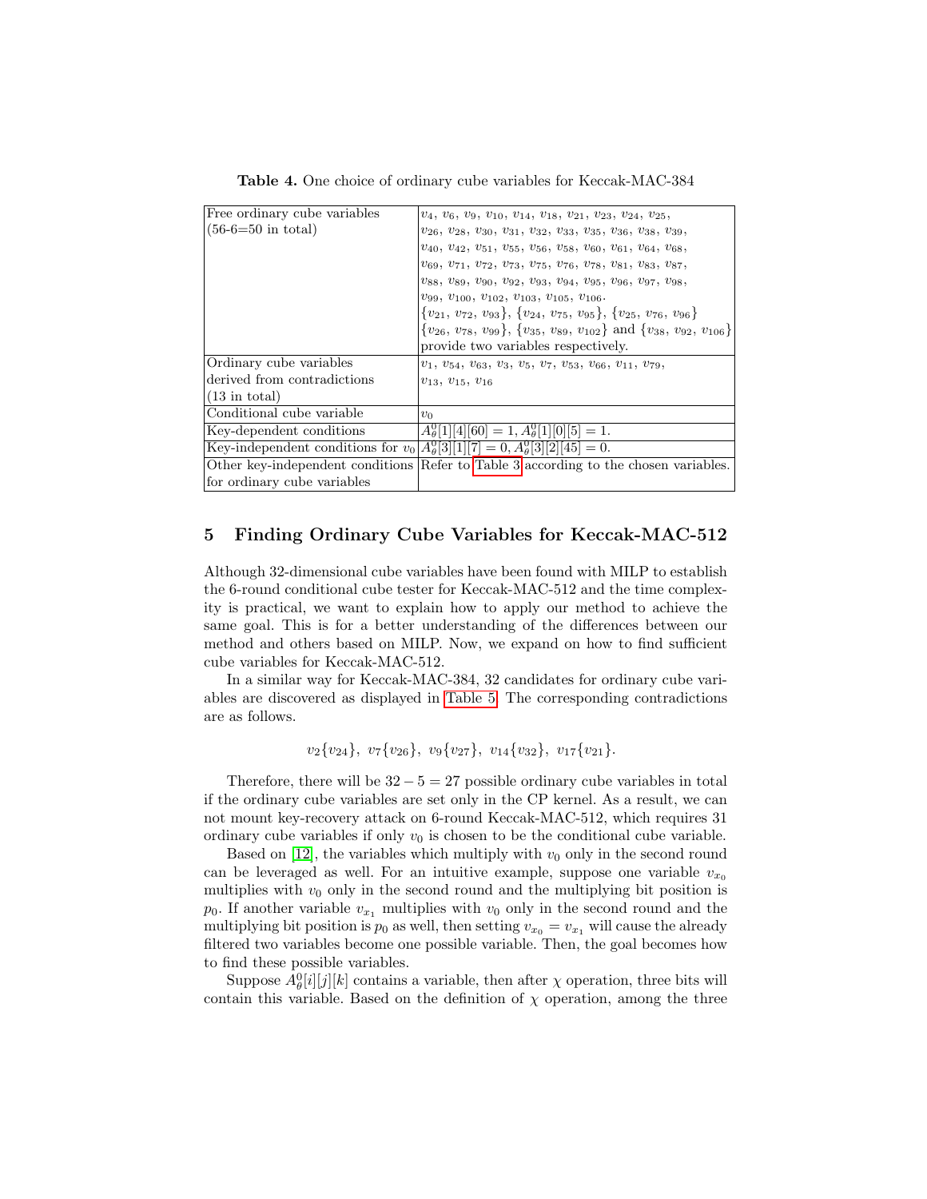**Table 4.** One choice of ordinary cube variables for Keccak-MAC-384

| | |
|---|---|
| Free ordinary cube variables (56-6=50 in total) | $v_4$, $v_6$, $v_9$, $v_{10}$, $v_{14}$, $v_{18}$, $v_{21}$, $v_{23}$, $v_{24}$, $v_{25}$, $v_{26}$, $v_{28}$, $v_{30}$, $v_{31}$, $v_{32}$, $v_{33}$, $v_{35}$, $v_{36}$, $v_{38}$, $v_{39}$, $v_{40}$, $v_{42}$, $v_{51}$, $v_{55}$, $v_{56}$, $v_{58}$, $v_{60}$, $v_{61}$, $v_{64}$, $v_{68}$, $v_{69}$, $v_{71}$, $v_{72}$, $v_{73}$, $v_{75}$, $v_{76}$, $v_{78}$, $v_{81}$, $v_{83}$, $v_{87}$, $v_{88}$, $v_{89}$, $v_{90}$, $v_{92}$, $v_{93}$, $v_{94}$, $v_{95}$, $v_{96}$, $v_{97}$, $v_{98}$, $v_{99}$, $v_{100}$, $v_{102}$, $v_{103}$, $v_{105}$, $v_{106}$. $\{v_{21}, v_{72}, v_{93}\}$, $\{v_{24}, v_{75}, v_{95}\}$, $\{v_{25}, v_{76}, v_{96}\}$ $\{v_{26}, v_{78}, v_{99}\}$, $\{v_{35}, v_{89}, v_{102}\}$ and $\{v_{38}, v_{92}, v_{106}\}$ provide two variables respectively. |
| Ordinary cube variables derived from contradictions (13 in total) | $v_1$, $v_{54}$, $v_{63}$, $v_3$, $v_5$, $v_7$, $v_{53}$, $v_{66}$, $v_{11}$, $v_{79}$, $v_{13}$, $v_{15}$, $v_{16}$ |
| Conditional cube variable | $v_0$ |
| Key-dependent conditions | $A^0_\theta[1][4][60] = 1, A^0_\theta[1][0][5] = 1$. |
| Key-independent conditions for $v_0$ | $A^0_\theta[3][1][7] = 0, A^0_\theta[3][2][45] = 0$. |
| Other key-independent conditions for ordinary cube variables | Refer to Table 3 according to the chosen variables. |

## 5 Finding Ordinary Cube Variables for Keccak-MAC-512

Although 32-dimensional cube variables have been found with MILP to establish the 6-round conditional cube tester for Keccak-MAC-512 and the time complexity is practical, we want to explain how to apply our method to achieve the same goal. This is for a better understanding of the differences between our method and others based on MILP. Now, we expand on how to find sufficient cube variables for Keccak-MAC-512.

In a similar way for Keccak-MAC-384, 32 candidates for ordinary cube variables are discovered as displayed in Table 5. The corresponding contradictions are as follows.

$$v_2\{v_{24}\},\ v_7\{v_{26}\},\ v_9\{v_{27}\},\ v_{14}\{v_{32}\},\ v_{17}\{v_{21}\}.$$

Therefore, there will be $32 - 5 = 27$ possible ordinary cube variables in total if the ordinary cube variables are set only in the CP kernel. As a result, we can not mount key-recovery attack on 6-round Keccak-MAC-512, which requires 31 ordinary cube variables if only $v_0$ is chosen to be the conditional cube variable.

Based on [12], the variables which multiply with $v_0$ only in the second round can be leveraged as well. For an intuitive example, suppose one variable $v_{x_0}$ multiplies with $v_0$ only in the second round and the multiplying bit position is $p_0$. If another variable $v_{x_1}$ multiplies with $v_0$ only in the second round and the multiplying bit position is $p_0$ as well, then setting $v_{x_0} = v_{x_1}$ will cause the already filtered two variables become one possible variable. Then, the goal becomes how to find these possible variables.

Suppose $A^0_\theta[i][j][k]$ contains a variable, then after $\chi$ operation, three bits will contain this variable. Based on the definition of $\chi$ operation, among the three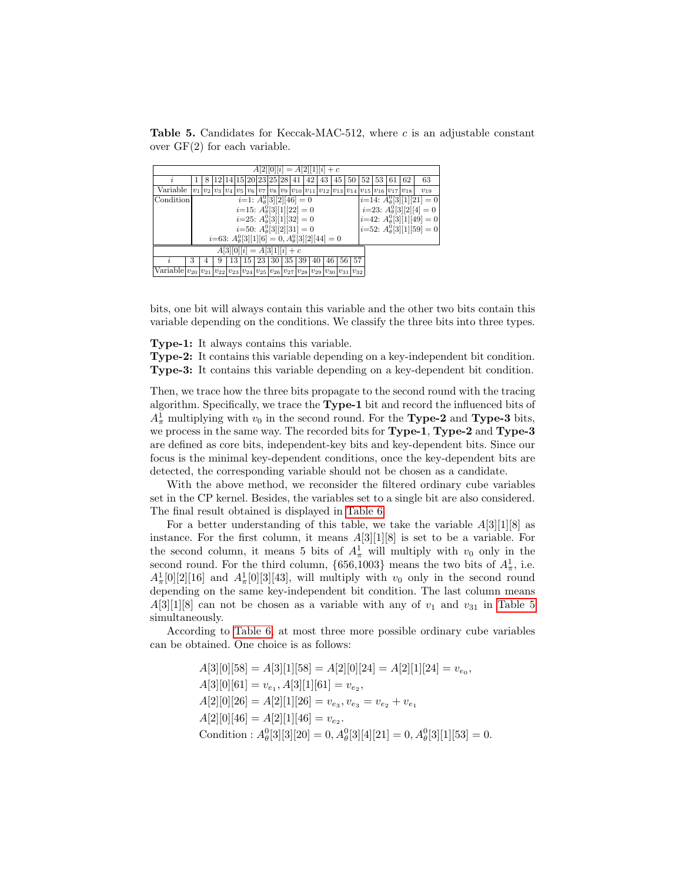**Table 5.** Candidates for Keccak-MAC-512, where $c$ is an adjustable constant over GF(2) for each variable.

| $A[2][0][i] = A[2][1][i] + c$ | | | | | | | | | | | | | | | | | | | |
|---|---|---|---|---|---|---|---|---|---|---|---|---|---|---|---|---|---|---|---|
| $i$ | 1 | 8 | 12 | 14 | 15 | 20 | 23 | 25 | 28 | 41 | 42 | 43 | 45 | 50 | 52 | 53 | 61 | 62 | 63 |
| Variable | $v_1$ | $v_2$ | $v_3$ | $v_4$ | $v_5$ | $v_6$ | $v_7$ | $v_8$ | $v_9$ | $v_{10}$ | $v_{11}$ | $v_{12}$ | $v_{13}$ | $v_{14}$ | $v_{15}$ | $v_{16}$ | $v_{17}$ | $v_{18}$ | $v_{19}$ |
| Condition | $i$=1: $A^0_\theta[3][2][46] = 0$; $i$=15: $A^0_\theta[3][1][22] = 0$; $i$=25: $A^0_\theta[3][1][32] = 0$; $i$=50: $A^0_\theta[3][2][31] = 0$; $i$=63: $A^0_\theta[3][1][6] = 0, A^0_\theta[3][2][44] = 0$ | | | | | | | | | | | | | | $i$=14: $A^0_\theta[3][1][21] = 0$; $i$=23: $A^0_\theta[3][2][4] = 0$; $i$=42: $A^0_\theta[3][1][49] = 0$; $i$=52: $A^0_\theta[3][1][59] = 0$ | | | | | |
| $A[3][0][i] = A[3][1][i] + c$ | | | | | | | | | | | | | | | | | | | |
| $i$ | 3 | 4 | 9 | 13 | 15 | 23 | 30 | 35 | 39 | 40 | 46 | 56 | 57 | | | | | | |
| Variable | $v_{20}$ | $v_{21}$ | $v_{22}$ | $v_{23}$ | $v_{24}$ | $v_{25}$ | $v_{26}$ | $v_{27}$ | $v_{28}$ | $v_{29}$ | $v_{30}$ | $v_{31}$ | $v_{32}$ | | | | | | |

bits, one bit will always contain this variable and the other two bits contain this variable depending on the conditions. We classify the three bits into three types.

**Type-1:** It always contains this variable.
**Type-2:** It contains this variable depending on a key-independent bit condition.
**Type-3:** It contains this variable depending on a key-dependent bit condition.

Then, we trace how the three bits propagate to the second round with the tracing algorithm. Specifically, we trace the **Type-1** bit and record the influenced bits of $A^1_\pi$ multiplying with $v_0$ in the second round. For the **Type-2** and **Type-3** bits, we process in the same way. The recorded bits for **Type-1**, **Type-2** and **Type-3** are defined as core bits, independent-key bits and key-dependent bits. Since our focus is the minimal key-dependent conditions, once the key-dependent bits are detected, the corresponding variable should not be chosen as a candidate.

With the above method, we reconsider the filtered ordinary cube variables set in the CP kernel. Besides, the variables set to a single bit are also considered. The final result obtained is displayed in Table 6.

For a better understanding of this table, we take the variable $A[3][1][8]$ as instance. For the first column, it means $A[3][1][8]$ is set to be a variable. For the second column, it means 5 bits of $A^1_\pi$ will multiply with $v_0$ only in the second round. For the third column, {656,1003} means the two bits of $A^1_\pi$, i.e. $A^1_\pi[0][2][16]$ and $A^1_\pi[0][3][43]$, will multiply with $v_0$ only in the second round depending on the same key-independent bit condition. The last column means $A[3][1][8]$ can not be chosen as a variable with any of $v_1$ and $v_{31}$ in Table 5 simultaneously.

According to Table 6, at most three more possible ordinary cube variables can be obtained. One choice is as follows:

$$
\begin{aligned}
&A[3][0][58] = A[3][1][58] = A[2][0][24] = A[2][1][24] = v_{e_0},\\
&A[3][0][61] = v_{e_1}, A[3][1][61] = v_{e_2},\\
&A[2][0][26] = A[2][1][26] = v_{e_3}, v_{e_3} = v_{e_2} + v_{e_1}\\
&A[2][0][46] = A[2][1][46] = v_{e_2}.\\
&\text{Condition}: A^0_\theta[3][3][20] = 0, A^0_\theta[3][4][21] = 0, A^0_\theta[3][1][53] = 0.
\end{aligned}
$$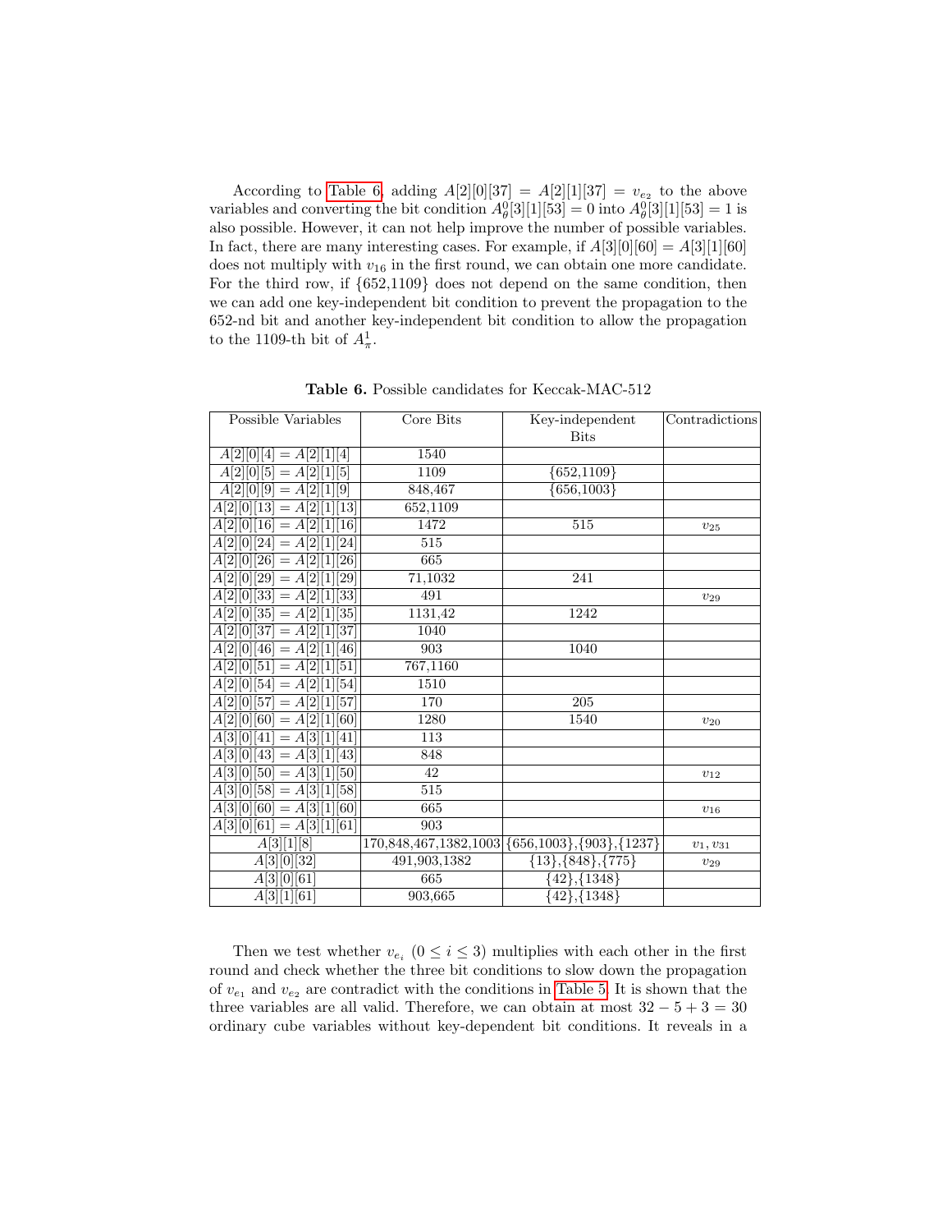According to Table 6, adding $A[2][0][37] = A[2][1][37] = v_{e_2}$ to the above variables and converting the bit condition $A^0_\theta[3][1][53] = 0$ into $A^0_\theta[3][1][53] = 1$ is also possible. However, it can not help improve the number of possible variables. In fact, there are many interesting cases. For example, if $A[3][0][60] = A[3][1][60]$ does not multiply with $v_{16}$ in the first round, we can obtain one more candidate. For the third row, if {652,1109} does not depend on the same condition, then we can add one key-independent bit condition to prevent the propagation to the 652-nd bit and another key-independent bit condition to allow the propagation to the 1109-th bit of $A^1_\pi$.

**Table 6.** Possible candidates for Keccak-MAC-512

| Possible Variables | Core Bits | Key-independent Bits | Contradictions |
|---|---|---|---|
| $A[2][0][4] = A[2][1][4]$ | 1540 | | |
| $A[2][0][5] = A[2][1][5]$ | 1109 | {652,1109} | |
| $A[2][0][9] = A[2][1][9]$ | 848,467 | {656,1003} | |
| $A[2][0][13] = A[2][1][13]$ | 652,1109 | | |
| $A[2][0][16] = A[2][1][16]$ | 1472 | 515 | $v_{25}$ |
| $A[2][0][24] = A[2][1][24]$ | 515 | | |
| $A[2][0][26] = A[2][1][26]$ | 665 | | |
| $A[2][0][29] = A[2][1][29]$ | 71,1032 | 241 | |
| $A[2][0][33] = A[2][1][33]$ | 491 | | $v_{29}$ |
| $A[2][0][35] = A[2][1][35]$ | 1131,42 | 1242 | |
| $A[2][0][37] = A[2][1][37]$ | 1040 | | |
| $A[2][0][46] = A[2][1][46]$ | 903 | 1040 | |
| $A[2][0][51] = A[2][1][51]$ | 767,1160 | | |
| $A[2][0][54] = A[2][1][54]$ | 1510 | | |
| $A[2][0][57] = A[2][1][57]$ | 170 | 205 | |
| $A[2][0][60] = A[2][1][60]$ | 1280 | 1540 | $v_{20}$ |
| $A[3][0][41] = A[3][1][41]$ | 113 | | |
| $A[3][0][43] = A[3][1][43]$ | 848 | | |
| $A[3][0][50] = A[3][1][50]$ | 42 | | $v_{12}$ |
| $A[3][0][58] = A[3][1][58]$ | 515 | | |
| $A[3][0][60] = A[3][1][60]$ | 665 | | $v_{16}$ |
| $A[3][0][61] = A[3][1][61]$ | 903 | | |
| $A[3][1][8]$ | 170,848,467,1382,1003 | {656,1003},{903},{1237} | $v_1, v_{31}$ |
| $A[3][0][32]$ | 491,903,1382 | {13},{848},{775} | $v_{29}$ |
| $A[3][0][61]$ | 665 | {42},{1348} | |
| $A[3][1][61]$ | 903,665 | {42},{1348} | |

Then we test whether $v_{e_i}$ $(0 \leq i \leq 3)$ multiplies with each other in the first round and check whether the three bit conditions to slow down the propagation of $v_{e_1}$ and $v_{e_2}$ are contradict with the conditions in Table 5. It is shown that the three variables are all valid. Therefore, we can obtain at most $32 - 5 + 3 = 30$ ordinary cube variables without key-dependent bit conditions. It reveals in a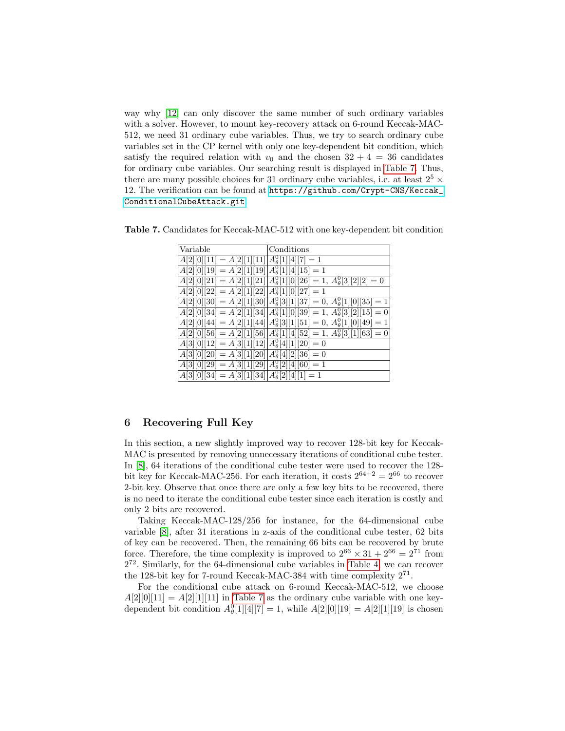way why [12] can only discover the same number of such ordinary variables with a solver. However, to mount key-recovery attack on 6-round Keccak-MAC-512, we need 31 ordinary cube variables. Thus, we try to search ordinary cube variables set in the CP kernel with only one key-dependent bit condition, which satisfy the required relation with $v_0$ and the chosen $32 + 4 = 36$ candidates for ordinary cube variables. Our searching result is displayed in Table 7. Thus, there are many possible choices for 31 ordinary cube variables, i.e. at least $2^5 \times 12$. The verification can be found at https://github.com/Crypt-CNS/Keccak_ConditionalCubeAttack.git.

**Table 7.** Candidates for Keccak-MAC-512 with one key-dependent bit condition

| Variable | Conditions |
|---|---|
| $A[2][0][11] = A[2][1][11]$ | $A^0_\theta[1][4][7] = 1$ |
| $A[2][0][19] = A[2][1][19]$ | $A^0_\theta[1][4][15] = 1$ |
| $A[2][0][21] = A[2][1][21]$ | $A^0_\theta[1][0][26] = 1,\ A^0_\theta[3][2][2] = 0$ |
| $A[2][0][22] = A[2][1][22]$ | $A^0_\theta[1][0][27] = 1$ |
| $A[2][0][30] = A[2][1][30]$ | $A^0_\theta[3][1][37] = 0,\ A^0_\theta[1][0][35] = 1$ |
| $A[2][0][34] = A[2][1][34]$ | $A^0_\theta[1][0][39] = 1,\ A^0_\theta[3][2][15] = 0$ |
| $A[2][0][44] = A[2][1][44]$ | $A^0_\theta[3][1][51] = 0,\ A^0_\theta[1][0][49] = 1$ |
| $A[2][0][56] = A[2][1][56]$ | $A^0_\theta[1][4][52] = 1,\ A^0_\theta[3][1][63] = 0$ |
| $A[3][0][12] = A[3][1][12]$ | $A^0_\theta[4][1][20] = 0$ |
| $A[3][0][20] = A[3][1][20]$ | $A^0_\theta[4][2][36] = 0$ |
| $A[3][0][29] = A[3][1][29]$ | $A^0_\theta[2][4][60] = 1$ |
| $A[3][0][34] = A[3][1][34]$ | $A^0_\theta[2][4][1] = 1$ |

## 6 Recovering Full Key

In this section, a new slightly improved way to recover 128-bit key for Keccak-MAC is presented by removing unnecessary iterations of conditional cube tester. In [8], 64 iterations of the conditional cube tester were used to recover the 128-bit key for Keccak-MAC-256. For each iteration, it costs $2^{64+2} = 2^{66}$ to recover 2-bit key. Observe that once there are only a few key bits to be recovered, there is no need to iterate the conditional cube tester since each iteration is costly and only 2 bits are recovered.

Taking Keccak-MAC-128/256 for instance, for the 64-dimensional cube variable [8], after 31 iterations in z-axis of the conditional cube tester, 62 bits of key can be recovered. Then, the remaining 66 bits can be recovered by brute force. Therefore, the time complexity is improved to $2^{66} \times 31 + 2^{66} = 2^{71}$ from $2^{72}$. Similarly, for the 64-dimensional cube variables in Table 4, we can recover the 128-bit key for 7-round Keccak-MAC-384 with time complexity $2^{71}$.

For the conditional cube attack on 6-round Keccak-MAC-512, we choose $A[2][0][11] = A[2][1][11]$ in Table 7 as the ordinary cube variable with one key-dependent bit condition $A^0_\theta[1][4][7] = 1$, while $A[2][0][19] = A[2][1][19]$ is chosen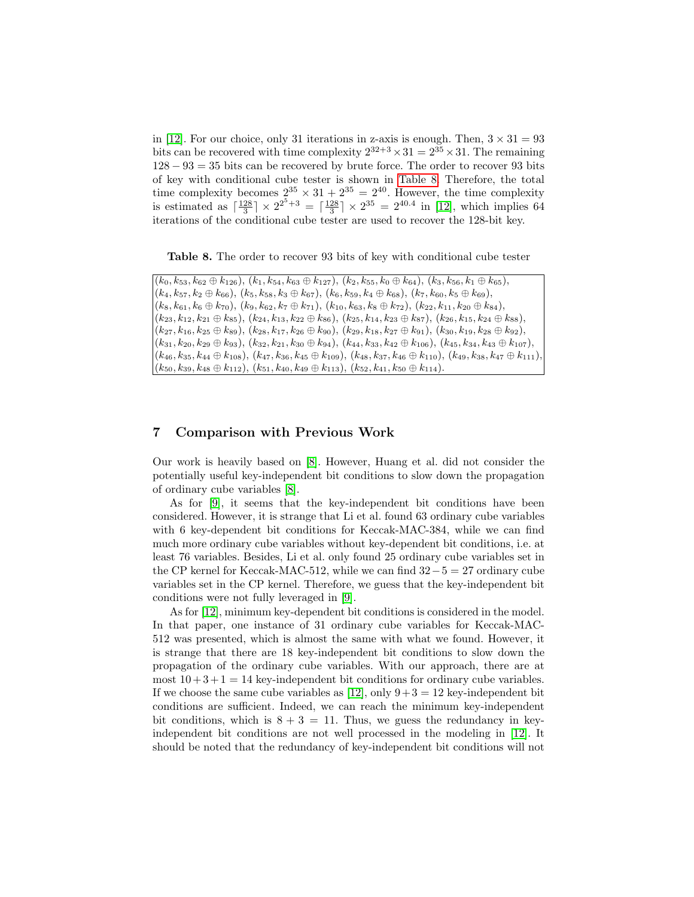in [12]. For our choice, only 31 iterations in z-axis is enough. Then, $3 \times 31 = 93$ bits can be recovered with time complexity $2^{32+3} \times 31 = 2^{35} \times 31$. The remaining $128 - 93 = 35$ bits can be recovered by brute force. The order to recover 93 bits of key with conditional cube tester is shown in Table 8. Therefore, the total time complexity becomes $2^{35} \times 31 + 2^{35} = 2^{40}$. However, the time complexity is estimated as $\lceil \frac{128}{3} \rceil \times 2^{2^5+3} = \lceil \frac{128}{3} \rceil \times 2^{35} = 2^{40.4}$ in [12], which implies 64 iterations of the conditional cube tester are used to recover the 128-bit key.

**Table 8.** The order to recover 93 bits of key with conditional cube tester

$(k_0, k_{53}, k_{62} \oplus k_{126})$, $(k_1, k_{54}, k_{63} \oplus k_{127})$, $(k_2, k_{55}, k_0 \oplus k_{64})$, $(k_3, k_{56}, k_1 \oplus k_{65})$, $(k_4, k_{57}, k_2 \oplus k_{66})$, $(k_5, k_{58}, k_3 \oplus k_{67})$, $(k_6, k_{59}, k_4 \oplus k_{68})$, $(k_7, k_{60}, k_5 \oplus k_{69})$, $(k_8, k_{61}, k_6 \oplus k_{70})$, $(k_9, k_{62}, k_7 \oplus k_{71})$, $(k_{10}, k_{63}, k_8 \oplus k_{72})$, $(k_{22}, k_{11}, k_{20} \oplus k_{84})$, $(k_{23}, k_{12}, k_{21} \oplus k_{85})$, $(k_{24}, k_{13}, k_{22} \oplus k_{86})$, $(k_{25}, k_{14}, k_{23} \oplus k_{87})$, $(k_{26}, k_{15}, k_{24} \oplus k_{88})$, $(k_{27}, k_{16}, k_{25} \oplus k_{89})$, $(k_{28}, k_{17}, k_{26} \oplus k_{90})$, $(k_{29}, k_{18}, k_{27} \oplus k_{91})$, $(k_{30}, k_{19}, k_{28} \oplus k_{92})$, $(k_{31}, k_{20}, k_{29} \oplus k_{93})$, $(k_{32}, k_{21}, k_{30} \oplus k_{94})$, $(k_{44}, k_{33}, k_{42} \oplus k_{106})$, $(k_{45}, k_{34}, k_{43} \oplus k_{107})$, $(k_{46}, k_{35}, k_{44} \oplus k_{108})$, $(k_{47}, k_{36}, k_{45} \oplus k_{109})$, $(k_{48}, k_{37}, k_{46} \oplus k_{110})$, $(k_{49}, k_{38}, k_{47} \oplus k_{111})$, $(k_{50}, k_{39}, k_{48} \oplus k_{112})$, $(k_{51}, k_{40}, k_{49} \oplus k_{113})$, $(k_{52}, k_{41}, k_{50} \oplus k_{114})$.

## 7 Comparison with Previous Work

Our work is heavily based on [8]. However, Huang et al. did not consider the potentially useful key-independent bit conditions to slow down the propagation of ordinary cube variables [8].

As for [9], it seems that the key-independent bit conditions have been considered. However, it is strange that Li et al. found 63 ordinary cube variables with 6 key-dependent bit conditions for Keccak-MAC-384, while we can find much more ordinary cube variables without key-dependent bit conditions, i.e. at least 76 variables. Besides, Li et al. only found 25 ordinary cube variables set in the CP kernel for Keccak-MAC-512, while we can find $32-5 = 27$ ordinary cube variables set in the CP kernel. Therefore, we guess that the key-independent bit conditions were not fully leveraged in [9].

As for [12], minimum key-dependent bit conditions is considered in the model. In that paper, one instance of 31 ordinary cube variables for Keccak-MAC-512 was presented, which is almost the same with what we found. However, it is strange that there are 18 key-independent bit conditions to slow down the propagation of the ordinary cube variables. With our approach, there are at most $10+3+1 = 14$ key-independent bit conditions for ordinary cube variables. If we choose the same cube variables as [12], only $9+3 = 12$ key-independent bit conditions are sufficient. Indeed, we can reach the minimum key-independent bit conditions, which is $8 + 3 = 11$. Thus, we guess the redundancy in key-independent bit conditions are not well processed in the modeling in [12]. It should be noted that the redundancy of key-independent bit conditions will not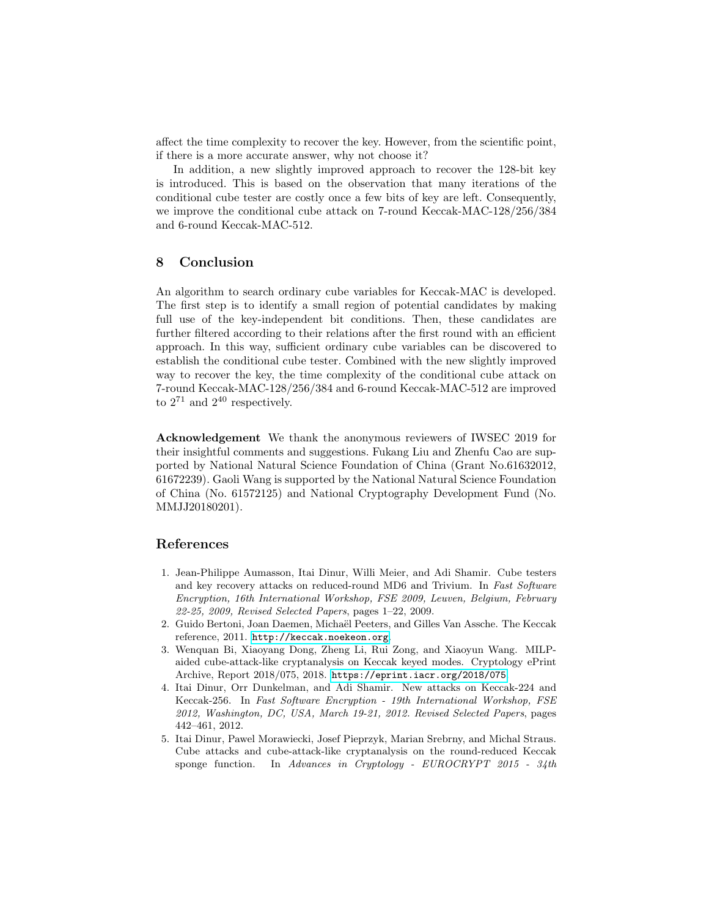affect the time complexity to recover the key. However, from the scientific point, if there is a more accurate answer, why not choose it?

In addition, a new slightly improved approach to recover the 128-bit key is introduced. This is based on the observation that many iterations of the conditional cube tester are costly once a few bits of key are left. Consequently, we improve the conditional cube attack on 7-round Keccak-MAC-128/256/384 and 6-round Keccak-MAC-512.

## 8 Conclusion

An algorithm to search ordinary cube variables for Keccak-MAC is developed. The first step is to identify a small region of potential candidates by making full use of the key-independent bit conditions. Then, these candidates are further filtered according to their relations after the first round with an efficient approach. In this way, sufficient ordinary cube variables can be discovered to establish the conditional cube tester. Combined with the new slightly improved way to recover the key, the time complexity of the conditional cube attack on 7-round Keccak-MAC-128/256/384 and 6-round Keccak-MAC-512 are improved to $2^{71}$ and $2^{40}$ respectively.

**Acknowledgement** We thank the anonymous reviewers of IWSEC 2019 for their insightful comments and suggestions. Fukang Liu and Zhenfu Cao are supported by National Natural Science Foundation of China (Grant No.61632012, 61672239). Gaoli Wang is supported by the National Natural Science Foundation of China (No. 61572125) and National Cryptography Development Fund (No. MMJJ20180201).

## References

1. Jean-Philippe Aumasson, Itai Dinur, Willi Meier, and Adi Shamir. Cube testers and key recovery attacks on reduced-round MD6 and Trivium. In *Fast Software Encryption, 16th International Workshop, FSE 2009, Leuven, Belgium, February 22-25, 2009, Revised Selected Papers*, pages 1–22, 2009.
2. Guido Bertoni, Joan Daemen, Michaël Peeters, and Gilles Van Assche. The Keccak reference, 2011. `http://keccak.noekeon.org`.
3. Wenquan Bi, Xiaoyang Dong, Zheng Li, Rui Zong, and Xiaoyun Wang. MILP-aided cube-attack-like cryptanalysis on Keccak keyed modes. Cryptology ePrint Archive, Report 2018/075, 2018. `https://eprint.iacr.org/2018/075`.
4. Itai Dinur, Orr Dunkelman, and Adi Shamir. New attacks on Keccak-224 and Keccak-256. In *Fast Software Encryption - 19th International Workshop, FSE 2012, Washington, DC, USA, March 19-21, 2012. Revised Selected Papers*, pages 442–461, 2012.
5. Itai Dinur, Pawel Morawiecki, Josef Pieprzyk, Marian Srebrny, and Michal Straus. Cube attacks and cube-attack-like cryptanalysis on the round-reduced Keccak sponge function. In *Advances in Cryptology - EUROCRYPT 2015 - 34th*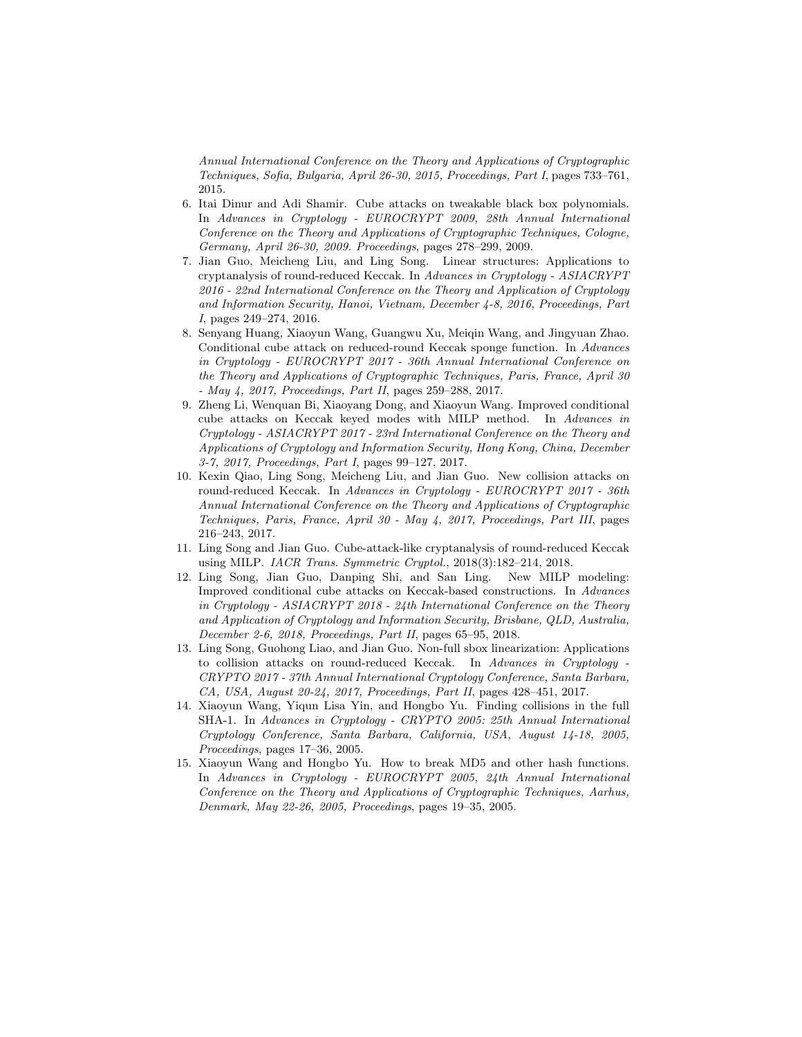Annual International Conference on the Theory and Applications of Cryptographic Techniques, Sofia, Bulgaria, April 26-30, 2015, Proceedings, Part I*, pages 733–761, 2015.

6. Itai Dinur and Adi Shamir. Cube attacks on tweakable black box polynomials. In *Advances in Cryptology - EUROCRYPT 2009, 28th Annual International Conference on the Theory and Applications of Cryptographic Techniques, Cologne, Germany, April 26-30, 2009. Proceedings*, pages 278–299, 2009.
7. Jian Guo, Meicheng Liu, and Ling Song. Linear structures: Applications to cryptanalysis of round-reduced Keccak. In *Advances in Cryptology - ASIACRYPT 2016 - 22nd International Conference on the Theory and Application of Cryptology and Information Security, Hanoi, Vietnam, December 4-8, 2016, Proceedings, Part I*, pages 249–274, 2016.
8. Senyang Huang, Xiaoyun Wang, Guangwu Xu, Meiqin Wang, and Jingyuan Zhao. Conditional cube attack on reduced-round Keccak sponge function. In *Advances in Cryptology - EUROCRYPT 2017 - 36th Annual International Conference on the Theory and Applications of Cryptographic Techniques, Paris, France, April 30 - May 4, 2017, Proceedings, Part II*, pages 259–288, 2017.
9. Zheng Li, Wenquan Bi, Xiaoyang Dong, and Xiaoyun Wang. Improved conditional cube attacks on Keccak keyed modes with MILP method. In *Advances in Cryptology - ASIACRYPT 2017 - 23rd International Conference on the Theory and Applications of Cryptology and Information Security, Hong Kong, China, December 3-7, 2017, Proceedings, Part I*, pages 99–127, 2017.
10. Kexin Qiao, Ling Song, Meicheng Liu, and Jian Guo. New collision attacks on round-reduced Keccak. In *Advances in Cryptology - EUROCRYPT 2017 - 36th Annual International Conference on the Theory and Applications of Cryptographic Techniques, Paris, France, April 30 - May 4, 2017, Proceedings, Part III*, pages 216–243, 2017.
11. Ling Song and Jian Guo. Cube-attack-like cryptanalysis of round-reduced Keccak using MILP. *IACR Trans. Symmetric Cryptol.*, 2018(3):182–214, 2018.
12. Ling Song, Jian Guo, Danping Shi, and San Ling. New MILP modeling: Improved conditional cube attacks on Keccak-based constructions. In *Advances in Cryptology - ASIACRYPT 2018 - 24th International Conference on the Theory and Application of Cryptology and Information Security, Brisbane, QLD, Australia, December 2-6, 2018, Proceedings, Part II*, pages 65–95, 2018.
13. Ling Song, Guohong Liao, and Jian Guo. Non-full sbox linearization: Applications to collision attacks on round-reduced Keccak. In *Advances in Cryptology - CRYPTO 2017 - 37th Annual International Cryptology Conference, Santa Barbara, CA, USA, August 20-24, 2017, Proceedings, Part II*, pages 428–451, 2017.
14. Xiaoyun Wang, Yiqun Lisa Yin, and Hongbo Yu. Finding collisions in the full SHA-1. In *Advances in Cryptology - CRYPTO 2005: 25th Annual International Cryptology Conference, Santa Barbara, California, USA, August 14-18, 2005, Proceedings*, pages 17–36, 2005.
15. Xiaoyun Wang and Hongbo Yu. How to break MD5 and other hash functions. In *Advances in Cryptology - EUROCRYPT 2005, 24th Annual International Conference on the Theory and Applications of Cryptographic Techniques, Aarhus, Denmark, May 22-26, 2005, Proceedings*, pages 19–35, 2005.